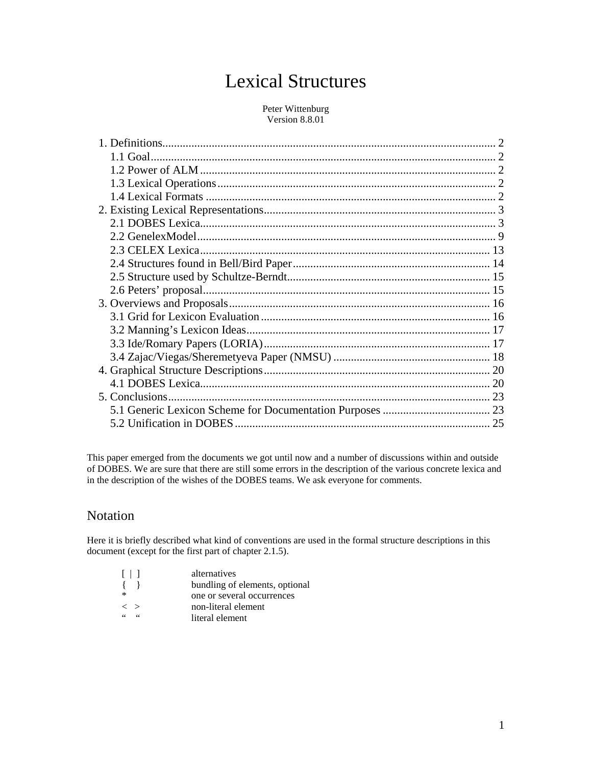# Lexical Structures

Peter Wittenburg
Version 8.8.01

1. Definitions .......... 2
   1.1 Goal .......... 2
   1.2 Power of ALM .......... 2
   1.3 Lexical Operations .......... 2
   1.4 Lexical Formats .......... 2
2. Existing Lexical Representations .......... 3
   2.1 DOBES Lexica .......... 3
   2.2 GenelexModel .......... 9
   2.3 CELEX Lexica .......... 13
   2.4 Structures found in Bell/Bird Paper .......... 14
   2.5 Structure used by Schultze-Berndt .......... 15
   2.6 Peters' proposal .......... 15
3. Overviews and Proposals .......... 16
   3.1 Grid for Lexicon Evaluation .......... 16
   3.2 Manning's Lexicon Ideas .......... 17
   3.3 Ide/Romary Papers (LORIA) .......... 17
   3.4 Zajac/Viegas/Sheremetyeva Paper (NMSU) .......... 18
4. Graphical Structure Descriptions .......... 20
   4.1 DOBES Lexica .......... 20
5. Conclusions .......... 23
   5.1 Generic Lexicon Scheme for Documentation Purposes .......... 23
   5.2 Unification in DOBES .......... 25

This paper emerged from the documents we got until now and a number of discussions within and outside of DOBES. We are sure that there are still some errors in the description of the various concrete lexica and in the description of the wishes of the DOBES teams. We ask everyone for comments.

## Notation

Here it is briefly described what kind of conventions are used in the formal structure descriptions in this document (except for the first part of chapter 2.1.5).

| | |
|---|---|
| [ \| ] | alternatives |
| { } | bundling of elements, optional |
| * | one or several occurrences |
| < > | non-literal element |
| " " | literal element |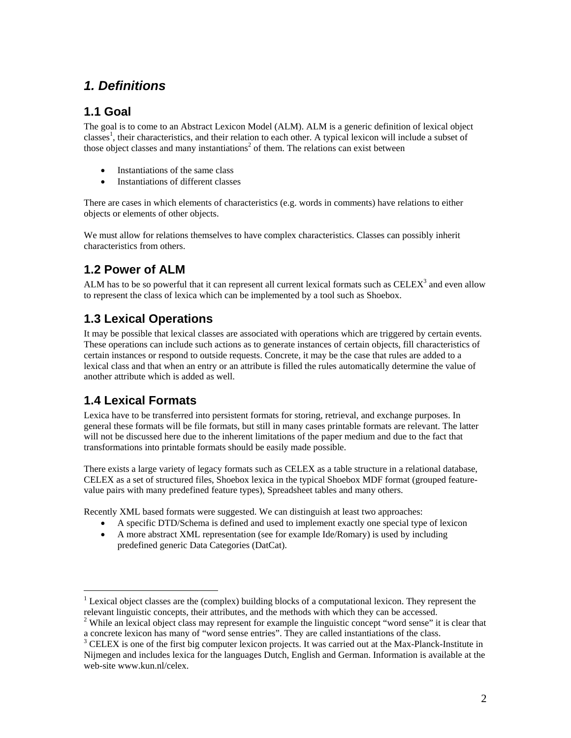# *1. Definitions*

## 1.1 Goal

The goal is to come to an Abstract Lexicon Model (ALM). ALM is a generic definition of lexical object classes[1], their characteristics, and their relation to each other. A typical lexicon will include a subset of those object classes and many instantiations[2] of them. The relations can exist between

- Instantiations of the same class
- Instantiations of different classes

There are cases in which elements of characteristics (e.g. words in comments) have relations to either objects or elements of other objects.

We must allow for relations themselves to have complex characteristics. Classes can possibly inherit characteristics from others.

## 1.2 Power of ALM

ALM has to be so powerful that it can represent all current lexical formats such as CELEX[3] and even allow to represent the class of lexica which can be implemented by a tool such as Shoebox.

## 1.3 Lexical Operations

It may be possible that lexical classes are associated with operations which are triggered by certain events. These operations can include such actions as to generate instances of certain objects, fill characteristics of certain instances or respond to outside requests. Concrete, it may be the case that rules are added to a lexical class and that when an entry or an attribute is filled the rules automatically determine the value of another attribute which is added as well.

## 1.4 Lexical Formats

Lexica have to be transferred into persistent formats for storing, retrieval, and exchange purposes. In general these formats will be file formats, but still in many cases printable formats are relevant. The latter will not be discussed here due to the inherent limitations of the paper medium and due to the fact that transformations into printable formats should be easily made possible.

There exists a large variety of legacy formats such as CELEX as a table structure in a relational database, CELEX as a set of structured files, Shoebox lexica in the typical Shoebox MDF format (grouped feature-value pairs with many predefined feature types), Spreadsheet tables and many others.

Recently XML based formats were suggested. We can distinguish at least two approaches:

- A specific DTD/Schema is defined and used to implement exactly one special type of lexicon
- A more abstract XML representation (see for example Ide/Romary) is used by including predefined generic Data Categories (DatCat).

---

[1] Lexical object classes are the (complex) building blocks of a computational lexicon. They represent the relevant linguistic concepts, their attributes, and the methods with which they can be accessed.

[2] While an lexical object class may represent for example the linguistic concept "word sense" it is clear that a concrete lexicon has many of "word sense entries". They are called instantiations of the class.

[3] CELEX is one of the first big computer lexicon projects. It was carried out at the Max-Planck-Institute in Nijmegen and includes lexica for the languages Dutch, English and German. Information is available at the web-site www.kun.nl/celex.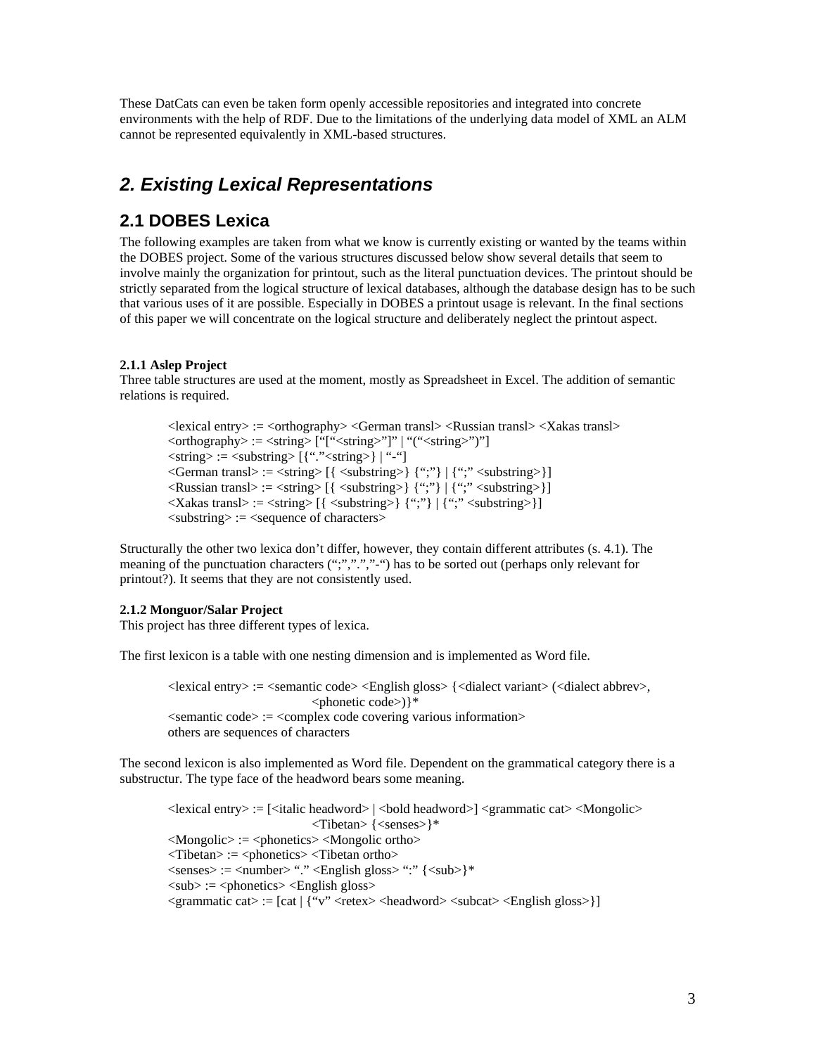These DatCats can even be taken form openly accessible repositories and integrated into concrete environments with the help of RDF. Due to the limitations of the underlying data model of XML an ALM cannot be represented equivalently in XML-based structures.

## *2. Existing Lexical Representations*

## 2.1 DOBES Lexica

The following examples are taken from what we know is currently existing or wanted by the teams within the DOBES project. Some of the various structures discussed below show several details that seem to involve mainly the organization for printout, such as the literal punctuation devices. The printout should be strictly separated from the logical structure of lexical databases, although the database design has to be such that various uses of it are possible. Especially in DOBES a printout usage is relevant. In the final sections of this paper we will concentrate on the logical structure and deliberately neglect the printout aspect.

**2.1.1 Aslep Project**

Three table structures are used at the moment, mostly as Spreadsheet in Excel. The addition of semantic relations is required.

```
<lexical entry> := <orthography> <German transl> <Russian transl> <Xakas transl>
<orthography> := <string> [“[“<string>”]” | “(“<string>”)”]
<string> := <substring> [{“.”<string>} | “-“]
<German transl> := <string> [{ <substring>} {“;”} | {“;” <substring>}]
<Russian transl> := <string> [{ <substring>} {“;”} | {“;” <substring>}]
<Xakas transl> := <string> [{ <substring>} {“;”} | {“;” <substring>}]
<substring> := <sequence of characters>
```

Structurally the other two lexica don’t differ, however, they contain different attributes (s. 4.1). The meaning of the punctuation characters (“;”,”.”,”-“) has to be sorted out (perhaps only relevant for printout?). It seems that they are not consistently used.

**2.1.2 Monguor/Salar Project**

This project has three different types of lexica.

The first lexicon is a table with one nesting dimension and is implemented as Word file.

```
<lexical entry> := <semantic code> <English gloss> {<dialect variant> (<dialect abbrev>,
                    <phonetic code>)}*
<semantic code> := <complex code covering various information>
others are sequences of characters
```

The second lexicon is also implemented as Word file. Dependent on the grammatical category there is a substructur. The type face of the headword bears some meaning.

```
<lexical entry> := [<italic headword> | <bold headword>] <grammatic cat> <Mongolic>
                    <Tibetan> {<senses>}*
<Mongolic> := <phonetics> <Mongolic ortho>
<Tibetan> := <phonetics> <Tibetan ortho>
<senses> := <number> “.” <English gloss> “:” {<sub>}*
<sub> := <phonetics> <English gloss>
<grammatic cat> := [cat | {“v” <retex> <headword> <subcat> <English gloss>}]
```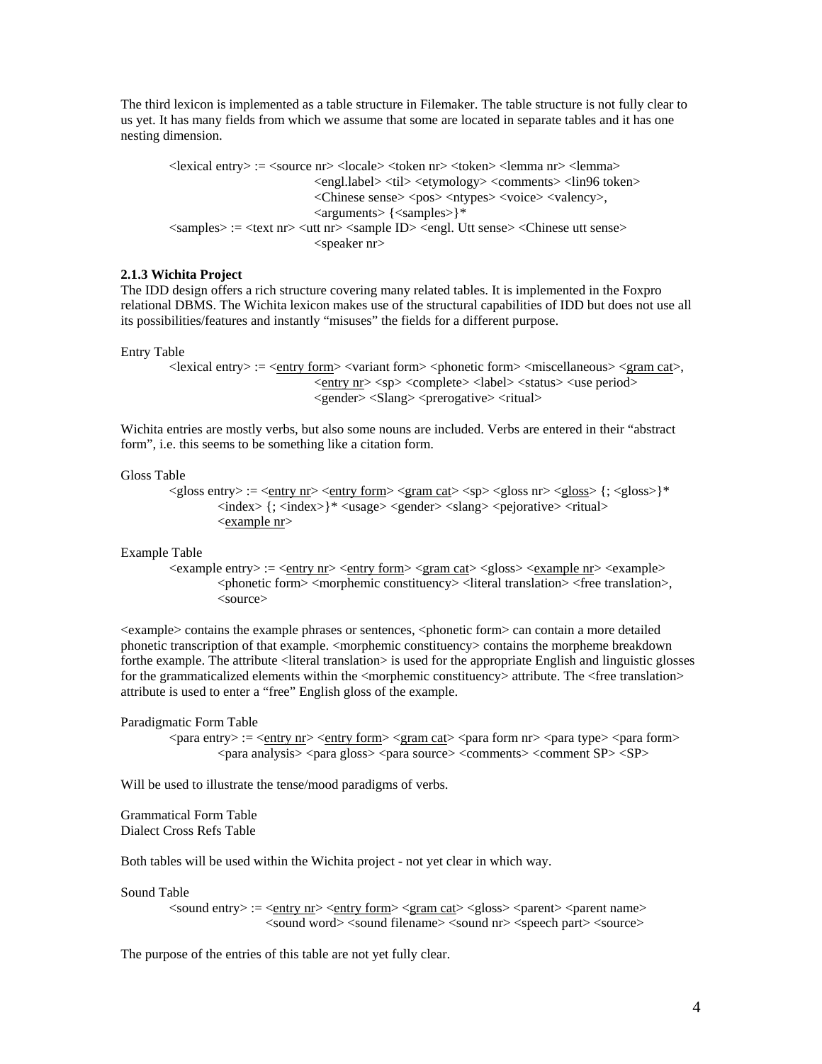The third lexicon is implemented as a table structure in Filemaker. The table structure is not fully clear to us yet. It has many fields from which we assume that some are located in separate tables and it has one nesting dimension.

> <lexical entry> := <source nr> <locale> <token nr> <token> <lemma nr> <lemma> <engl.label> <til> <etymology> <comments> <lin96 token> <Chinese sense> <pos> <ntypes> <voice> <valency>, <arguments> {<samples>}*
> <samples> := <text nr> <utt nr> <sample ID> <engl. Utt sense> <Chinese utt sense> <speaker nr>

**2.1.3 Wichita Project**

The IDD design offers a rich structure covering many related tables. It is implemented in the Foxpro relational DBMS. The Wichita lexicon makes use of the structural capabilities of IDD but does not use all its possibilities/features and instantly "misuses" the fields for a different purpose.

Entry Table

> <lexical entry> := <<u>entry form</u>> <variant form> <phonetic form> <miscellaneous> <<u>gram cat</u>>, <<u>entry nr</u>> <sp> <complete> <label> <status> <use period> <gender> <Slang> <prerogative> <ritual>

Wichita entries are mostly verbs, but also some nouns are included. Verbs are entered in their "abstract form", i.e. this seems to be something like a citation form.

Gloss Table

> <gloss entry> := <<u>entry nr</u>> <<u>entry form</u>> <<u>gram cat</u>> <sp> <gloss nr> <<u>gloss</u>> {; <gloss>}* <index> {; <index>}* <usage> <gender> <slang> <pejorative> <ritual> <<u>example nr</u>>

Example Table

> <example entry> := <<u>entry nr</u>> <<u>entry form</u>> <<u>gram cat</u>> <gloss> <<u>example nr</u>> <example> <phonetic form> <morphemic constituency> <literal translation> <free translation>, <source>

<example> contains the example phrases or sentences, <phonetic form> can contain a more detailed phonetic transcription of that example. <morphemic constituency> contains the morpheme breakdown forthe example. The attribute <literal translation> is used for the appropriate English and linguistic glosses for the grammaticalized elements within the <morphemic constituency> attribute. The <free translation> attribute is used to enter a "free" English gloss of the example.

Paradigmatic Form Table

> <para entry> := <<u>entry nr</u>> <<u>entry form</u>> <<u>gram cat</u>> <para form nr> <para type> <para form> <para analysis> <para gloss> <para source> <comments> <comment SP> <SP>

Will be used to illustrate the tense/mood paradigms of verbs.

Grammatical Form Table
Dialect Cross Refs Table

Both tables will be used within the Wichita project - not yet clear in which way.

Sound Table

> <sound entry> := <<u>entry nr</u>> <<u>entry form</u>> <<u>gram cat</u>> <gloss> <parent> <parent name> <sound word> <sound filename> <sound nr> <speech part> <source>

The purpose of the entries of this table are not yet fully clear.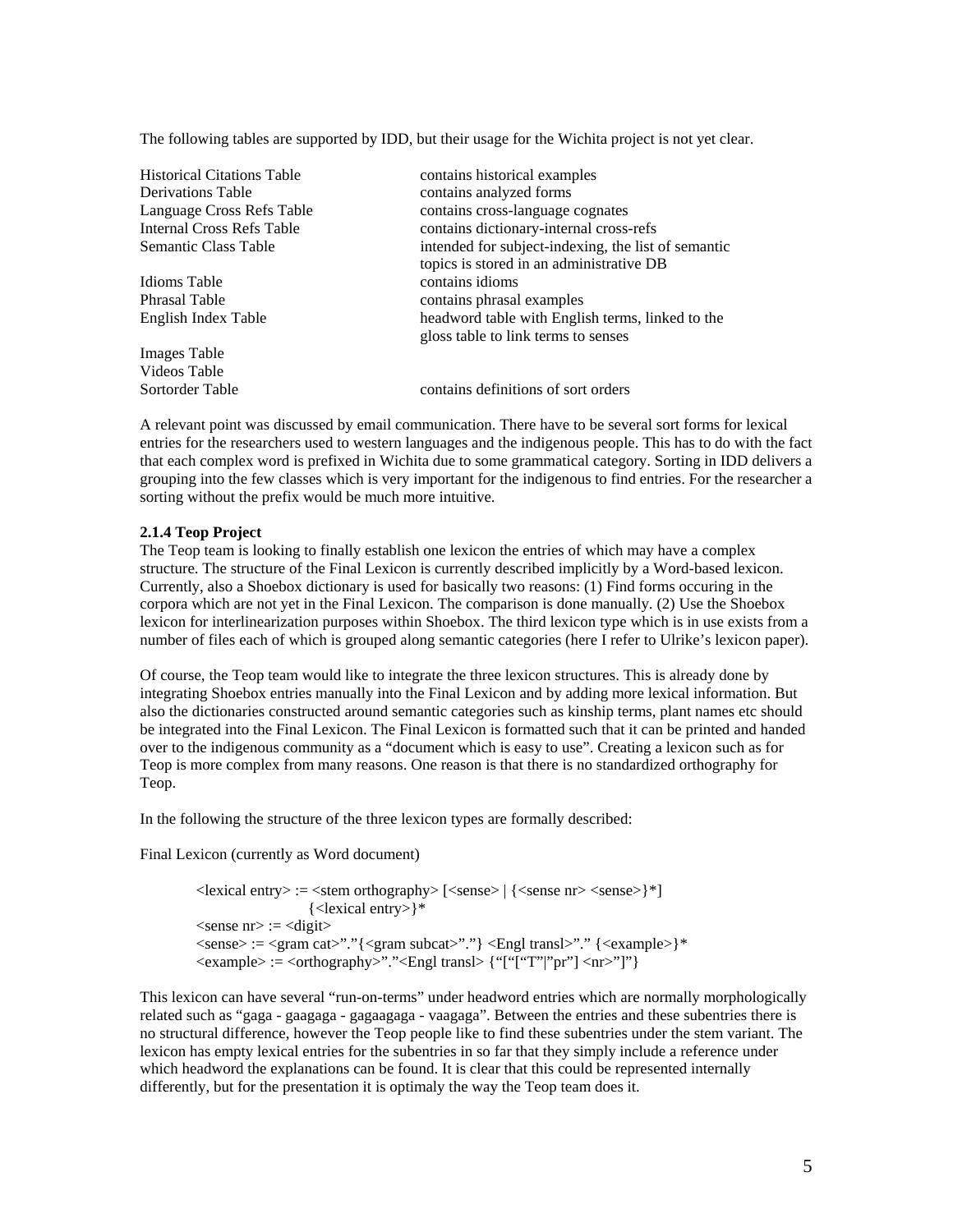The following tables are supported by IDD, but their usage for the Wichita project is not yet clear.

| | |
|---|---|
| Historical Citations Table | contains historical examples |
| Derivations Table | contains analyzed forms |
| Language Cross Refs Table | contains cross-language cognates |
| Internal Cross Refs Table | contains dictionary-internal cross-refs |
| Semantic Class Table | intended for subject-indexing, the list of semantic topics is stored in an administrative DB |
| Idioms Table | contains idioms |
| Phrasal Table | contains phrasal examples |
| English Index Table | headword table with English terms, linked to the gloss table to link terms to senses |
| Images Table | |
| Videos Table | |
| Sortorder Table | contains definitions of sort orders |

A relevant point was discussed by email communication. There have to be several sort forms for lexical entries for the researchers used to western languages and the indigenous people. This has to do with the fact that each complex word is prefixed in Wichita due to some grammatical category. Sorting in IDD delivers a grouping into the few classes which is very important for the indigenous to find entries. For the researcher a sorting without the prefix would be much more intuitive.

**2.1.4 Teop Project**

The Teop team is looking to finally establish one lexicon the entries of which may have a complex structure. The structure of the Final Lexicon is currently described implicitly by a Word-based lexicon. Currently, also a Shoebox dictionary is used for basically two reasons: (1) Find forms occuring in the corpora which are not yet in the Final Lexicon. The comparison is done manually. (2) Use the Shoebox lexicon for interlinearization purposes within Shoebox. The third lexicon type which is in use exists from a number of files each of which is grouped along semantic categories (here I refer to Ulrike's lexicon paper).

Of course, the Teop team would like to integrate the three lexicon structures. This is already done by integrating Shoebox entries manually into the Final Lexicon and by adding more lexical information. But also the dictionaries constructed around semantic categories such as kinship terms, plant names etc should be integrated into the Final Lexicon. The Final Lexicon is formatted such that it can be printed and handed over to the indigenous community as a "document which is easy to use". Creating a lexicon such as for Teop is more complex from many reasons. One reason is that there is no standardized orthography for Teop.

In the following the structure of the three lexicon types are formally described:

Final Lexicon (currently as Word document)

```
<lexical entry> := <stem orthography> [<sense> | {<sense nr> <sense>}*]
                   {<lexical entry>}*
<sense nr> := <digit>
<sense> := <gram cat>"."{<gram subcat>"."} <Engl transl>"." {<example>}*
<example> := <orthography>"."<Engl transl> {"["["T"|"pr"] <nr>"]"}
```

This lexicon can have several "run-on-terms" under headword entries which are normally morphologically related such as "gaga - gaagaga - gagaagaga - vaagaga". Between the entries and these subentries there is no structural difference, however the Teop people like to find these subentries under the stem variant. The lexicon has empty lexical entries for the subentries in so far that they simply include a reference under which headword the explanations can be found. It is clear that this could be represented internally differently, but for the presentation it is optimaly the way the Teop team does it.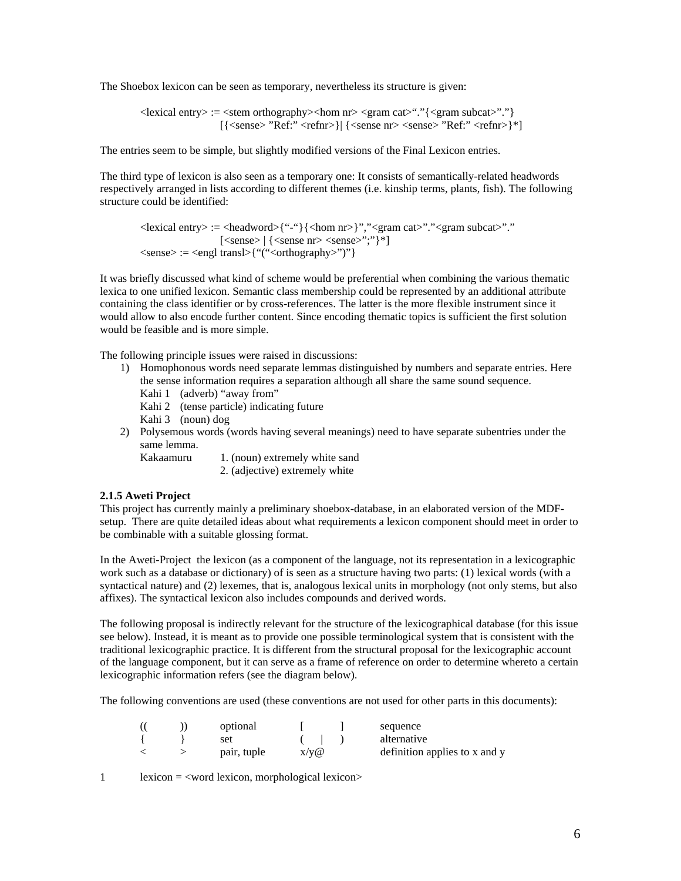The Shoebox lexicon can be seen as temporary, nevertheless its structure is given:

```
<lexical entry> := <stem orthography><hom nr> <gram cat>“.”{<gram subcat>”.”}
                   [{<sense> ”Ref:” <refnr>}| {<sense nr> <sense> ”Ref:” <refnr>}*]
```

The entries seem to be simple, but slightly modified versions of the Final Lexicon entries.

The third type of lexicon is also seen as a temporary one: It consists of semantically-related headwords respectively arranged in lists according to different themes (i.e. kinship terms, plants, fish). The following structure could be identified:

```
<lexical entry> := <headword>{“-“}{<hom nr>}”,”<gram cat>”.”<gram subcat>”.”
                   [<sense> | {<sense nr> <sense>”;”}*]
<sense> := <engl transl>{“(“<orthography>”)”}
```

It was briefly discussed what kind of scheme would be preferential when combining the various thematic lexica to one unified lexicon. Semantic class membership could be represented by an additional attribute containing the class identifier or by cross-references. The latter is the more flexible instrument since it would allow to also encode further content. Since encoding thematic topics is sufficient the first solution would be feasible and is more simple.

The following principle issues were raised in discussions:

1) Homophonous words need separate lemmas distinguished by numbers and separate entries. Here the sense information requires a separation although all share the same sound sequence.
   Kahi 1 (adverb) “away from”
   Kahi 2 (tense particle) indicating future
   Kahi 3 (noun) dog
2) Polysemous words (words having several meanings) need to have separate subentries under the same lemma.
   Kakaamuru 1. (noun) extremely white sand
   2. (adjective) extremely white

### 2.1.5 Aweti Project

This project has currently mainly a preliminary shoebox-database, in an elaborated version of the MDF-setup. There are quite detailed ideas about what requirements a lexicon component should meet in order to be combinable with a suitable glossing format.

In the Aweti-Project the lexicon (as a component of the language, not its representation in a lexicographic work such as a database or dictionary) of is seen as a structure having two parts: (1) lexical words (with a syntactical nature) and (2) lexemes, that is, analogous lexical units in morphology (not only stems, but also affixes). The syntactical lexicon also includes compounds and derived words.

The following proposal is indirectly relevant for the structure of the lexicographical database (for this issue see below). Instead, it is meant as to provide one possible terminological system that is consistent with the traditional lexicographic practice. It is different from the structural proposal for the lexicographic account of the language component, but it can serve as a frame of reference on order to determine whereto a certain lexicographic information refers (see the diagram below).

The following conventions are used (these conventions are not used for other parts in this documents):

| | | | |
|---|---|---|---|
| (( )) | optional | [ ] | sequence |
| { } | set | ( \| ) | alternative |
| < > | pair, tuple | x/y@ | definition applies to x and y |

1 lexicon = <word lexicon, morphological lexicon>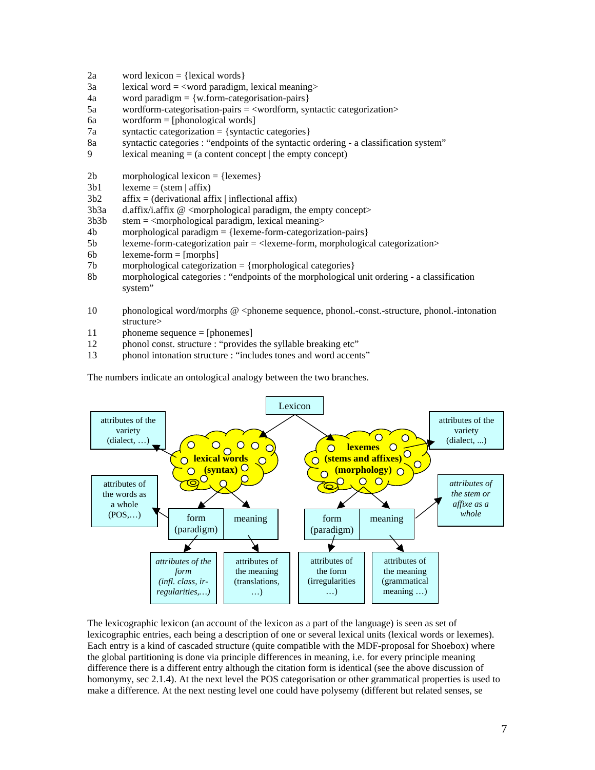2a word lexicon = {lexical words}
3a lexical word = <word paradigm, lexical meaning>
4a word paradigm = {w.form-categorisation-pairs}
5a wordform-categorisation-pairs = <wordform, syntactic categorization>
6a wordform = [phonological words]
7a syntactic categorization = {syntactic categories}
8a syntactic categories : "endpoints of the syntactic ordering - a classification system"
9 lexical meaning = (a content concept | the empty concept)

2b morphological lexicon = {lexemes}
3b1 lexeme = (stem | affix)
3b2 affix = (derivational affix | inflectional affix)
3b3a d.affix/i.affix @ <morphological paradigm, the empty concept>
3b3b stem = <morphological paradigm, lexical meaning>
4b morphological paradigm = {lexeme-form-categorization-pairs}
5b lexeme-form-categorization pair = <lexeme-form, morphological categorization>
6b lexeme-form = [morphs]
7b morphological categorization = {morphological categories}
8b morphological categories : "endpoints of the morphological unit ordering - a classification system"

10 phonological word/morphs @ <phoneme sequence, phonol.-const.-structure, phonol.-intonation structure>
11 phoneme sequence = [phonemes]
12 phonol const. structure : "provides the syllable breaking etc"
13 phonol intonation structure : "includes tones and word accents"

The numbers indicate an ontological analogy between the two branches.

The lexicographic lexicon (an account of the lexicon as a part of the language) is seen as set of lexicographic entries, each being a description of one or several lexical units (lexical words or lexemes). Each entry is a kind of cascaded structure (quite compatible with the MDF-proposal for Shoebox) where the global partitioning is done via principle differences in meaning, i.e. for every principle meaning difference there is a different entry although the citation form is identical (see the above discussion of homonymy, sec 2.1.4). At the next level the POS categorisation or other grammatical properties is used to make a difference. At the next nesting level one could have polysemy (different but related senses, se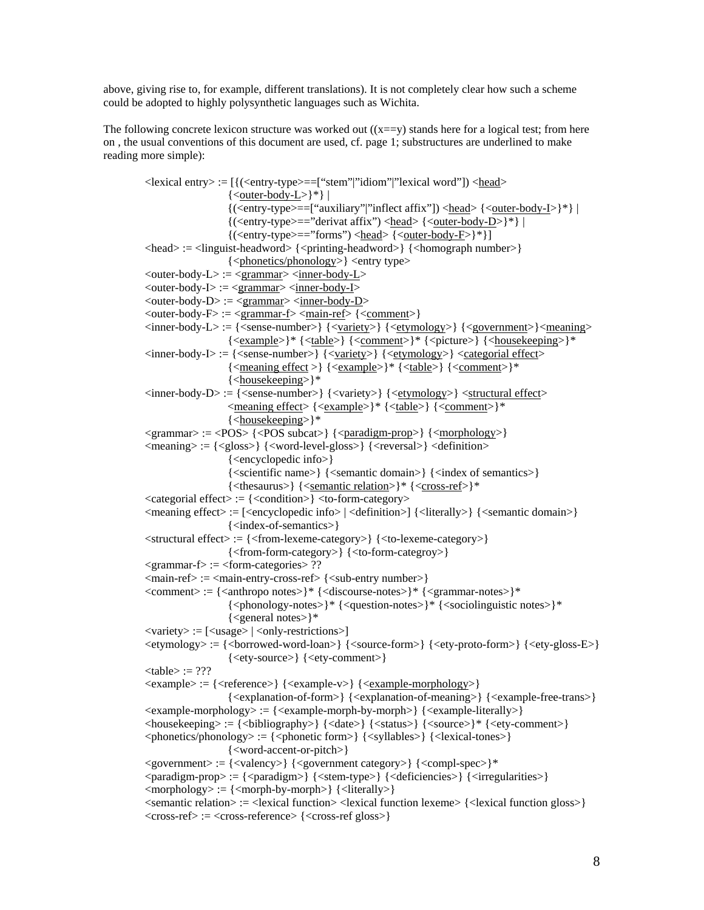above, giving rise to, for example, different translations). It is not completely clear how such a scheme could be adopted to highly polysynthetic languages such as Wichita.

The following concrete lexicon structure was worked out ((x==y) stands here for a logical test; from here on , the usual conventions of this document are used, cf. page 1; substructures are underlined to make reading more simple):

```
<lexical entry> := [{(<entry-type>==[“stem”|”idiom”|”lexical word”]) <head>
                {<outer-body-L>}*} |
                {(<entry-type>==[“auxiliary”|”inflect affix”]) <head> {<outer-body-I>}*} |
                {(<entry-type>==”derivat affix”) <head> {<outer-body-D>}*} |
                {(<entry-type>==”forms”) <head> {<outer-body-F>}*}]
<head> := <linguist-headword> {<printing-headword>} {<homograph number>}
                {<phonetics/phonology>} <entry type>
<outer-body-L> := <grammar> <inner-body-L>
<outer-body-I> := <grammar> <inner-body-I>
<outer-body-D> := <grammar> <inner-body-D>
<outer-body-F> := <grammar-f> <main-ref> {<comment>}
<inner-body-L> := {<sense-number>} {<variety>} {<etymology>} {<government>}<meaning>
                {<example>}* {<table>} {<comment>}* {<picture>} {<housekeeping>}*
<inner-body-I> := {<sense-number>} {<variety>} {<etymology>} <categorial effect>
                {<meaning effect >} {<example>}* {<table>} {<comment>}*
                {<housekeeping>}*
<inner-body-D> := {<sense-number>} {<variety>} {<etymology>} <structural effect>
                <meaning effect> {<example>}* {<table>} {<comment>}*
                {<housekeeping>}*
<grammar> := <POS> {<POS subcat>} {<paradigm-prop>} {<morphology>}
<meaning> := {<gloss>} {<word-level-gloss>} {<reversal>} <definition>
                {<encyclopedic info>}
                {<scientific name>} {<semantic domain>} {<index of semantics>}
                {<thesaurus>} {<semantic relation>}* {<cross-ref>}*
<categorial effect> := {<condition>} <to-form-category>
<meaning effect> := [<encyclopedic info> | <definition>] {<literally>} {<semantic domain>}
                {<index-of-semantics>}
<structural effect> := {<from-lexeme-category>} {<to-lexeme-category>}
                {<from-form-category>} {<to-form-categroy>}
<grammar-f> := <form-categories> ??
<main-ref> := <main-entry-cross-ref> {<sub-entry number>}
<comment> := {<anthropo notes>}* {<discourse-notes>}* {<grammar-notes>}*
                {<phonology-notes>}* {<question-notes>}* {<sociolinguistic notes>}*
                {<general notes>}*
<variety> := [<usage> | <only-restrictions>]
<etymology> := {<borrowed-word-loan>} {<source-form>} {<ety-proto-form>} {<ety-gloss-E>}
                {<ety-source>} {<ety-comment>}
<table> := ???
<example> := {<reference>} {<example-v>} {<example-morphology>}
                {<explanation-of-form>} {<explanation-of-meaning>} {<example-free-trans>}
<example-morphology> := {<example-morph-by-morph>} {<example-literally>}
<housekeeping> := {<bibliography>} {<date>} {<status>} {<source>}* {<ety-comment>}
<phonetics/phonology> := {<phonetic form>} {<syllables>} {<lexical-tones>}
                {<word-accent-or-pitch>}
<government> := {<valency>} {<government category>} {<compl-spec>}*
<paradigm-prop> := {<paradigm>} {<stem-type>} {<deficiencies>} {<irregularities>}
<morphology> := {<morph-by-morph>} {<literally>}
<semantic relation> := <lexical function> <lexical function lexeme> {<lexical function gloss>}
<cross-ref> := <cross-reference> {<cross-ref gloss>}
```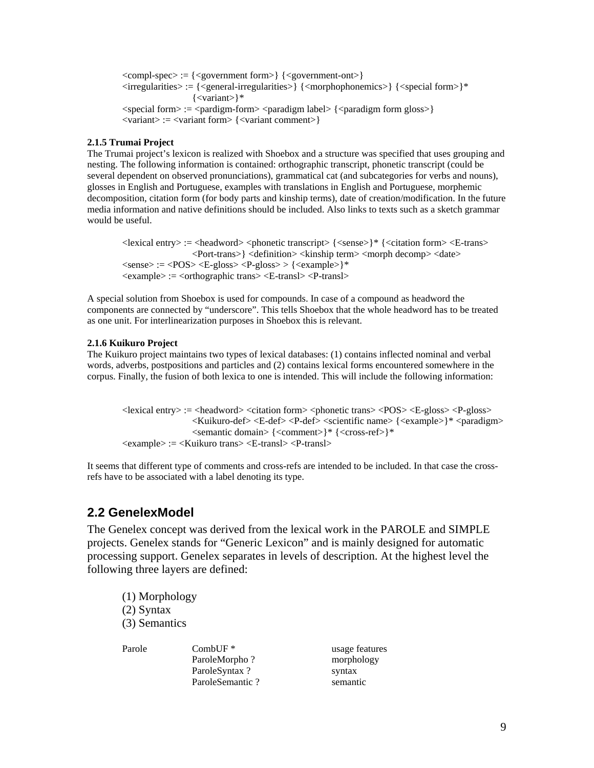<compl-spec> := {<government form>} {<government-ont>}
<irregularities> := {<general-irregularities>} {<morphophonemics>} {<special form>}* {<variant>}*
<special form> := <pardigm-form> <paradigm label> {<paradigm form gloss>}
<variant> := <variant form> {<variant comment>}

#### 2.1.5 Trumai Project

The Trumai project's lexicon is realized with Shoebox and a structure was specified that uses grouping and nesting. The following information is contained: orthographic transcript, phonetic transcript (could be several dependent on observed pronunciations), grammatical cat (and subcategories for verbs and nouns), glosses in English and Portuguese, examples with translations in English and Portuguese, morphemic decomposition, citation form (for body parts and kinship terms), date of creation/modification. In the future media information and native definitions should be included. Also links to texts such as a sketch grammar would be useful.

<lexical entry> := <headword> <phonetic transcript> {<sense>}* {<citation form> <E-trans> <Port-trans>} <definition> <kinship term> <morph decomp> <date>
<sense> := <POS> <E-gloss> <P-gloss> > {<example>}*
<example> := <orthographic trans> <E-transl> <P-transl>

A special solution from Shoebox is used for compounds. In case of a compound as headword the components are connected by "underscore". This tells Shoebox that the whole headword has to be treated as one unit. For interlinearization purposes in Shoebox this is relevant.

#### 2.1.6 Kuikuro Project

The Kuikuro project maintains two types of lexical databases: (1) contains inflected nominal and verbal words, adverbs, postpositions and particles and (2) contains lexical forms encountered somewhere in the corpus. Finally, the fusion of both lexica to one is intended. This will include the following information:

<lexical entry> := <headword> <citation form> <phonetic trans> <POS> <E-gloss> <P-gloss> <Kuikuro-def> <E-def> <P-def> <scientific name> {<example>}* <paradigm> <semantic domain> {<comment>}* {<cross-ref>}*
<example> := <Kuikuro trans> <E-transl> <P-transl>

It seems that different type of comments and cross-refs are intended to be included. In that case the cross-refs have to be associated with a label denoting its type.

## 2.2 GenelexModel

The Genelex concept was derived from the lexical work in the PAROLE and SIMPLE projects. Genelex stands for "Generic Lexicon" and is mainly designed for automatic processing support. Genelex separates in levels of description. At the highest level the following three layers are defined:

(1) Morphology
(2) Syntax
(3) Semantics

| Parole | CombUF * | usage features |
|---|---|---|
| | ParoleMorpho ? | morphology |
| | ParoleSyntax ? | syntax |
| | ParoleSemantic ? | semantic |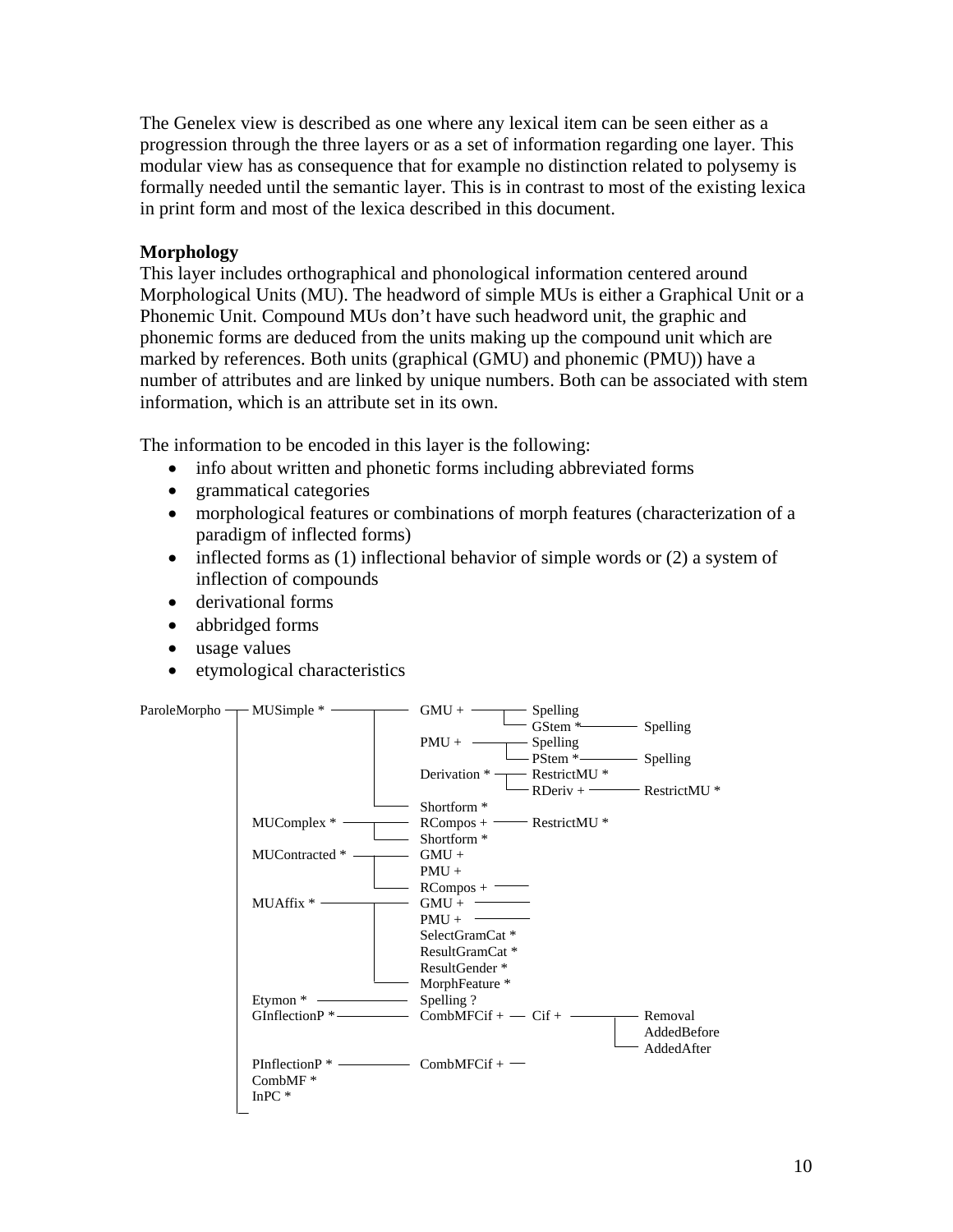The Genelex view is described as one where any lexical item can be seen either as a progression through the three layers or as a set of information regarding one layer. This modular view has as consequence that for example no distinction related to polysemy is formally needed until the semantic layer. This is in contrast to most of the existing lexica in print form and most of the lexica described in this document.

**Morphology**

This layer includes orthographical and phonological information centered around Morphological Units (MU). The headword of simple MUs is either a Graphical Unit or a Phonemic Unit. Compound MUs don't have such headword unit, the graphic and phonemic forms are deduced from the units making up the compound unit which are marked by references. Both units (graphical (GMU) and phonemic (PMU)) have a number of attributes and are linked by unique numbers. Both can be associated with stem information, which is an attribute set in its own.

The information to be encoded in this layer is the following:

- info about written and phonetic forms including abbreviated forms
- grammatical categories
- morphological features or combinations of morph features (characterization of a paradigm of inflected forms)
- inflected forms as (1) inflectional behavior of simple words or (2) a system of inflection of compounds
- derivational forms
- abbridged forms
- usage values
- etymological characteristics

```
ParoleMorpho ── MUSimple * ──────┬── GMU + ────────┬── Spelling
             │                   │                 └── GStem * ──── Spelling
             │                   ├── PMU + ────────┬── Spelling
             │                   │                 └── PStem * ──── Spelling
             │                   ├── Derivation * ─┬── RestrictMU *
             │                   │                 └── RDeriv + ─── RestrictMU *
             │                   └── Shortform *
             ├── MUComplex * ────┬── RCompos + ─── RestrictMU *
             │                   └── Shortform *
             ├── MUContracted * ─┬── GMU +
             │                   ├── PMU +
             │                   └── RCompos + ──
             ├── MUAffix * ──────┬── GMU + ──
             │                   ├── PMU + ──
             │                   ├── SelectGramCat *
             │                   ├── ResultGramCat *
             │                   ├── ResultGender *
             │                   └── MorphFeature *
             ├── Etymon * ────────── Spelling ?
             ├── GInflectionP * ──── CombMFCif + ── Cif + ────┬── Removal
             │                                                ├── AddedBefore
             │                                                └── AddedAfter
             ├── PInflectionP * ──── CombMFCif + ──
             ├── CombMF *
             └── InPC *
```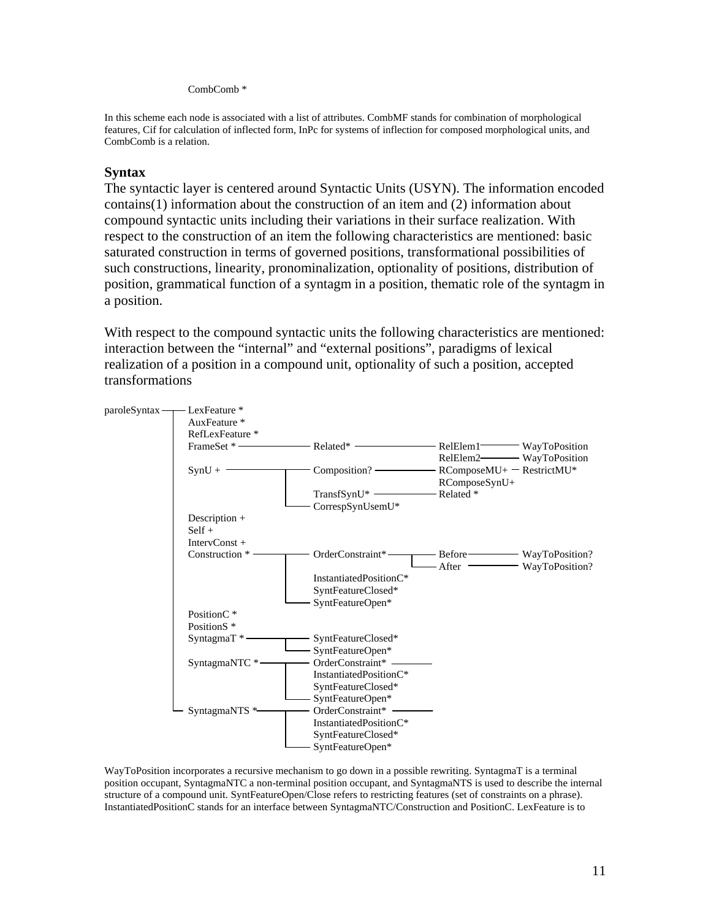CombComb *

In this scheme each node is associated with a list of attributes. CombMF stands for combination of morphological features, Cif for calculation of inflected form, InPc for systems of inflection for composed morphological units, and CombComb is a relation.

## Syntax

The syntactic layer is centered around Syntactic Units (USYN). The information encoded contains(1) information about the construction of an item and (2) information about compound syntactic units including their variations in their surface realization. With respect to the construction of an item the following characteristics are mentioned: basic saturated construction in terms of governed positions, transformational possibilities of such constructions, linearity, pronominalization, optionality of positions, distribution of position, grammatical function of a syntagm in a position, thematic role of the syntagm in a position.

With respect to the compound syntactic units the following characteristics are mentioned: interaction between the "internal" and "external positions", paradigms of lexical realization of a position in a compound unit, optionality of such a position, accepted transformations

```
paroleSyntax ── LexFeature *
                AuxFeature *
                RefLexFeature *
                FrameSet * ──────── Related* ─────────── RelElem1 ──── WayToPosition
                                                         RelElem2 ──── WayToPosition
                SynU + ──────────┬─ Composition? ─────── RComposeMU+ ─ RestrictMU*
                                 │                       RComposeSynU+
                                 │  TransfSynU* ──────── Related *
                                 └─ CorrespSynUsemU*
                Description +
                Self +
                IntervConst +
                Construction * ──┬─ OrderConstraint* ──┬─ Before ───── WayToPosition?
                                 │                     └─ After ────── WayToPosition?
                                 │  InstantiatedPositionC*
                                 │  SyntFeatureClosed*
                                 └─ SyntFeatureOpen*
                PositionC *
                PositionS *
                SyntagmaT * ─────┬─ SyntFeatureClosed*
                                 └─ SyntFeatureOpen*
                SyntagmaNTC * ───┬─ OrderConstraint* ────
                                 │  InstantiatedPositionC*
                                 │  SyntFeatureClosed*
                                 └─ SyntFeatureOpen*
              └ SyntagmaNTS * ───┬─ OrderConstraint* ────
                                 │  InstantiatedPositionC*
                                 │  SyntFeatureClosed*
                                 └─ SyntFeatureOpen*
```

WayToPosition incorporates a recursive mechanism to go down in a possible rewriting. SyntagmaT is a terminal position occupant, SyntagmaNTC a non-terminal position occupant, and SyntagmaNTS is used to describe the internal structure of a compound unit. SyntFeatureOpen/Close refers to restricting features (set of constraints on a phrase). InstantiatedPositionC stands for an interface between SyntagmaNTC/Construction and PositionC. LexFeature is to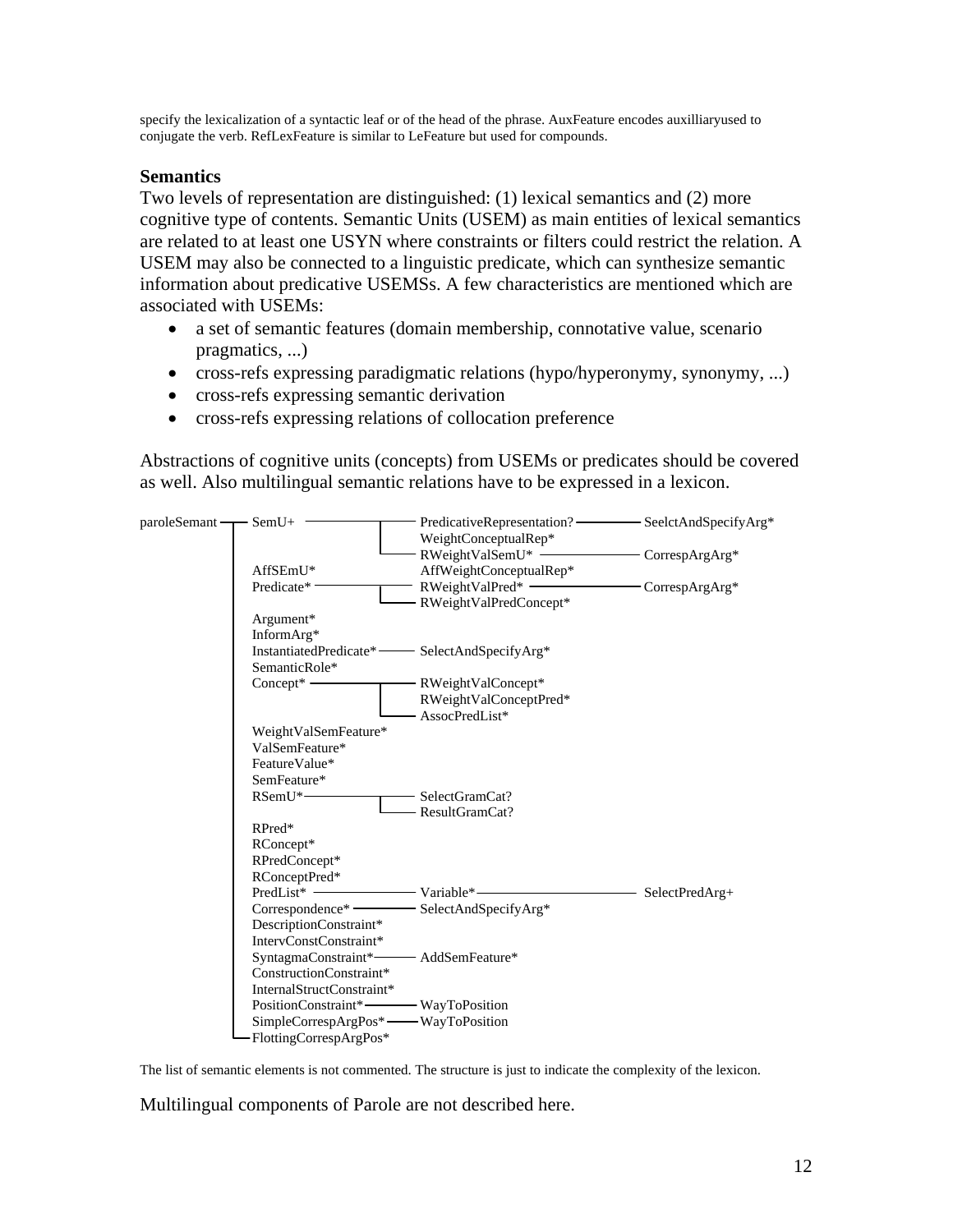specify the lexicalization of a syntactic leaf or of the head of the phrase. AuxFeature encodes auxilliaryused to conjugate the verb. RefLexFeature is similar to LeFeature but used for compounds.

### Semantics

Two levels of representation are distinguished: (1) lexical semantics and (2) more cognitive type of contents. Semantic Units (USEM) as main entities of lexical semantics are related to at least one USYN where constraints or filters could restrict the relation. A USEM may also be connected to a linguistic predicate, which can synthesize semantic information about predicative USEMSs. A few characteristics are mentioned which are associated with USEMs:

- a set of semantic features (domain membership, connotative value, scenario pragmatics, ...)
- cross-refs expressing paradigmatic relations (hypo/hyperonymy, synonymy, ...)
- cross-refs expressing semantic derivation
- cross-refs expressing relations of collocation preference

Abstractions of cognitive units (concepts) from USEMs or predicates should be covered as well. Also multilingual semantic relations have to be expressed in a lexicon.

```
paroleSemant ── SemU+ ──────────────┬── PredicativeRepresentation? ──── SeelctAndSpecifyArg*
             │                      │   WeightConceptualRep*
             │                      └── RWeightValSemU* ─────────────── CorrespArgArg*
             │   AffSEmU*               AffWeightConceptualRep*
             │   Predicate* ─────────┬── RWeightValPred* ─────────────── CorrespArgArg*
             │                       └── RWeightValPredConcept*
             │   Argument*
             │   InformArg*
             │   InstantiatedPredicate* ── SelectAndSpecifyArg*
             │   SemanticRole*
             │   Concept* ───────────┬── RWeightValConcept*
             │                       │   RWeightValConceptPred*
             │                       └── AssocPredList*
             │   WeightValSemFeature*
             │   ValSemFeature*
             │   FeatureValue*
             │   SemFeature*
             │   RSemU* ─────────────┬── SelectGramCat?
             │                       └── ResultGramCat?
             │   RPred*
             │   RConcept*
             │   RPredConcept*
             │   RConceptPred*
             │   PredList* ────────────── Variable* ─────────────────── SelectPredArg+
             │   Correspondence* ──────── SelectAndSpecifyArg*
             │   DescriptionConstraint*
             │   IntervConstConstraint*
             │   SyntagmaConstraint* ──── AddSemFeature*
             │   ConstructionConstraint*
             │   InternalStructConstraint*
             │   PositionConstraint* ──── WayToPosition
             │   SimpleCorrespArgPos* ─── WayToPosition
             └── FlottingCorrespArgPos*
```

The list of semantic elements is not commented. The structure is just to indicate the complexity of the lexicon.

Multilingual components of Parole are not described here.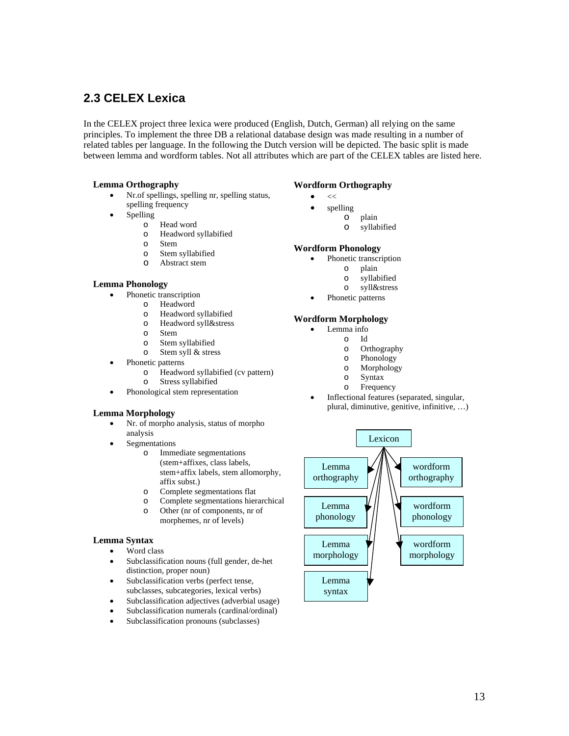## 2.3 CELEX Lexica

In the CELEX project three lexica were produced (English, Dutch, German) all relying on the same principles. To implement the three DB a relational database design was made resulting in a number of related tables per language. In the following the Dutch version will be depicted. The basic split is made between lemma and wordform tables. Not all attributes which are part of the CELEX tables are listed here.

**Lemma Orthography**

- Nr.of spellings, spelling nr, spelling status, spelling frequency
- Spelling
    - Head word
    - Headword syllabified
    - Stem
    - Stem syllabified
    - Abstract stem

**Lemma Phonology**

- Phonetic transcription
    - Headword
    - Headword syllabified
    - Headword syll&stress
    - Stem
    - Stem syllabified
    - Stem syll & stress
- Phonetic patterns
    - Headword syllabified (cv pattern)
    - Stress syllabified
- Phonological stem representation

**Lemma Morphology**

- Nr. of morpho analysis, status of morpho analysis
- Segmentations
    - Immediate segmentations (stem+affixes, class labels, stem+affix labels, stem allomorphy, affix subst.)
    - Complete segmentations flat
    - Complete segmentations hierarchical
    - Other (nr of components, nr of morphemes, nr of levels)

**Lemma Syntax**

- Word class
- Subclassification nouns (full gender, de-het distinction, proper noun)
- Subclassification verbs (perfect tense, subclasses, subcategories, lexical verbs)
- Subclassification adjectives (adverbial usage)
- Subclassification numerals (cardinal/ordinal)
- Subclassification pronouns (subclasses)

**Wordform Orthography**

- <<
- spelling
    - plain
    - syllabified

**Wordform Phonology**

- Phonetic transcription
    - plain
    - syllabified
    - syll&stress
- Phonetic patterns

**Wordform Morphology**

- Lemma info
    - Id
    - Orthography
    - Phonology
    - Morphology
    - Syntax
    - Frequency
- Inflectional features (separated, singular, plural, diminutive, genitive, infinitive, …)

Lexicon

Lemma orthography | Lemma phonology | Lemma morphology | Lemma syntax

wordform orthography | wordform phonology | wordform morphology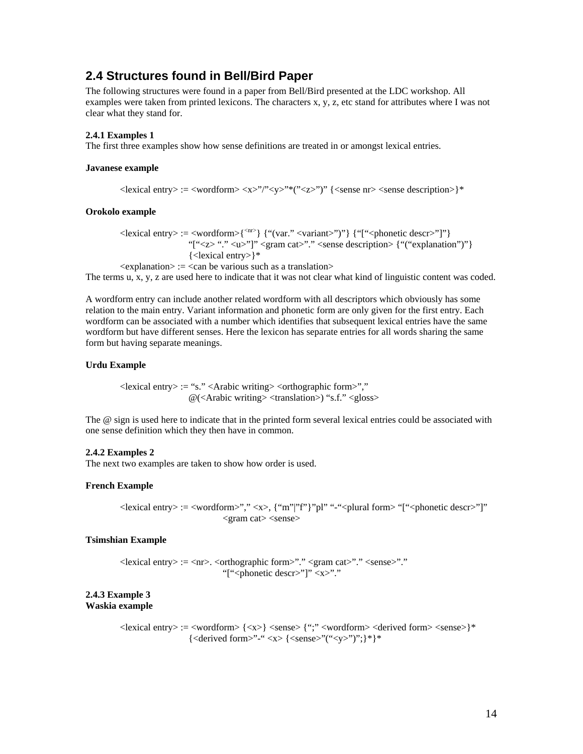## 2.4 Structures found in Bell/Bird Paper

The following structures were found in a paper from Bell/Bird presented at the LDC workshop. All examples were taken from printed lexicons. The characters x, y, z, etc stand for attributes where I was not clear what they stand for.

#### 2.4.1 Examples 1

The first three examples show how sense definitions are treated in or amongst lexical entries.

#### Javanese example

> <lexical entry> := <wordform> <x>"/"<y>"*("<z>")" {<sense nr> <sense description>}*

#### Orokolo example

> <lexical entry> := <wordform>{<nr>} {"(var." <variant>")"} {"["<phonetic descr>"]"}
> "["<z> "." <u>"]" <gram cat>"." <sense description> {"("explanation")"}
> {<lexical entry>}*
>
> <explanation> := <can be various such as a translation>

The terms u, x, y, z are used here to indicate that it was not clear what kind of linguistic content was coded.

A wordform entry can include another related wordform with all descriptors which obviously has some relation to the main entry. Variant information and phonetic form are only given for the first entry. Each wordform can be associated with a number which identifies that subsequent lexical entries have the same wordform but have different senses. Here the lexicon has separate entries for all words sharing the same form but having separate meanings.

#### Urdu Example

> <lexical entry> := "s." <Arabic writing> <orthographic form>","
> @(<Arabic writing> <translation>) "s.f." <gloss>

The @ sign is used here to indicate that in the printed form several lexical entries could be associated with one sense definition which they then have in common.

#### 2.4.2 Examples 2

The next two examples are taken to show how order is used.

#### French Example

> <lexical entry> := <wordform>"," <x>, {"m"|"f"}"pl" "-"<plural form> "["<phonetic descr>"]"
> <gram cat> <sense>

#### Tsimshian Example

> <lexical entry> := <nr>. <orthographic form>"." <gram cat>"." <sense>"."
> "["<phonetic descr>"]" <x>"."

#### 2.4.3 Example 3

#### Waskia example

> <lexical entry> := <wordform> {<x>} <sense> {";" <wordform> <derived form> <sense>}*
> {<derived form>"-" <x> {<sense>"("<y>")";}*}*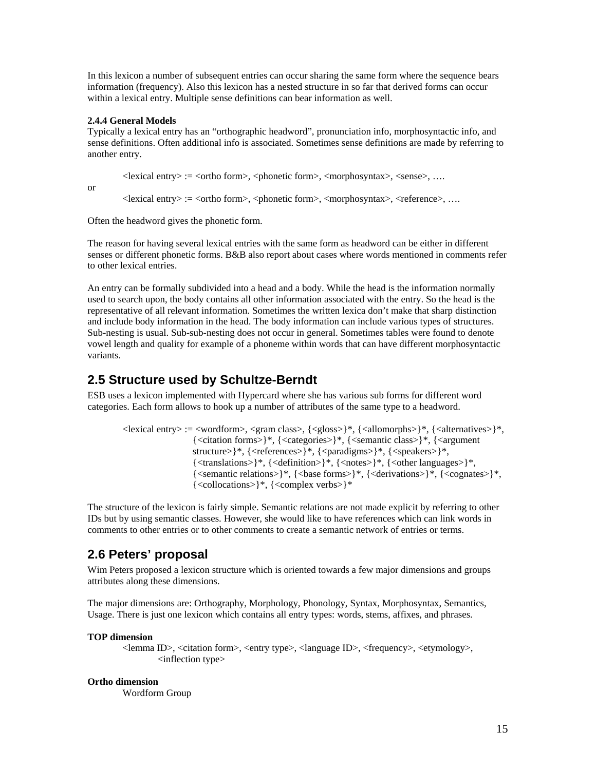In this lexicon a number of subsequent entries can occur sharing the same form where the sequence bears information (frequency). Also this lexicon has a nested structure in so far that derived forms can occur within a lexical entry. Multiple sense definitions can bear information as well.

**2.4.4 General Models**

Typically a lexical entry has an "orthographic headword", pronunciation info, morphosyntactic info, and sense definitions. Often additional info is associated. Sometimes sense definitions are made by referring to another entry.

> <lexical entry> := <ortho form>, <phonetic form>, <morphosyntax>, <sense>, ….

or

> <lexical entry> := <ortho form>, <phonetic form>, <morphosyntax>, <reference>, ….

Often the headword gives the phonetic form.

The reason for having several lexical entries with the same form as headword can be either in different senses or different phonetic forms. B&B also report about cases where words mentioned in comments refer to other lexical entries.

An entry can be formally subdivided into a head and a body. While the head is the information normally used to search upon, the body contains all other information associated with the entry. So the head is the representative of all relevant information. Sometimes the written lexica don't make that sharp distinction and include body information in the head. The body information can include various types of structures. Sub-nesting is usual. Sub-sub-nesting does not occur in general. Sometimes tables were found to denote vowel length and quality for example of a phoneme within words that can have different morphosyntactic variants.

## 2.5 Structure used by Schultze-Berndt

ESB uses a lexicon implemented with Hypercard where she has various sub forms for different word categories. Each form allows to hook up a number of attributes of the same type to a headword.

> <lexical entry> := <wordform>, <gram class>, {<gloss>}*, {<allomorphs>}*, {<alternatives>}*, {<citation forms>}*, {<categories>}*, {<semantic class>}*, {<argument structure>}*, {<references>}*, {<paradigms>}*, {<speakers>}*, {<translations>}*, {<definition>}*, {<notes>}*, {<other languages>}*, {<semantic relations>}*, {<base forms>}*, {<derivations>}*, {<cognates>}*, {<collocations>}*, {<complex verbs>}*

The structure of the lexicon is fairly simple. Semantic relations are not made explicit by referring to other IDs but by using semantic classes. However, she would like to have references which can link words in comments to other entries or to other comments to create a semantic network of entries or terms.

## 2.6 Peters' proposal

Wim Peters proposed a lexicon structure which is oriented towards a few major dimensions and groups attributes along these dimensions.

The major dimensions are: Orthography, Morphology, Phonology, Syntax, Morphosyntax, Semantics, Usage. There is just one lexicon which contains all entry types: words, stems, affixes, and phrases.

**TOP dimension**

> <lemma ID>, <citation form>, <entry type>, <language ID>, <frequency>, <etymology>, <inflection type>

**Ortho dimension**

> Wordform Group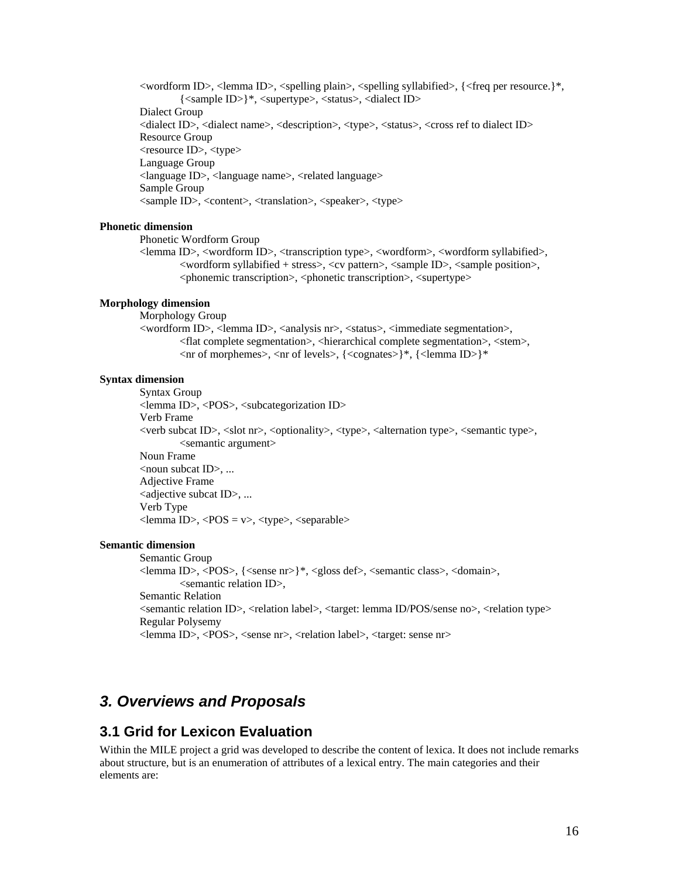<wordform ID>, <lemma ID>, <spelling plain>, <spelling syllabified>, {<freq per resource.}*,
    {<sample ID>}*, <supertype>, <status>, <dialect ID>

Dialect Group

<dialect ID>, <dialect name>, <description>, <type>, <status>, <cross ref to dialect ID>

Resource Group

<resource ID>, <type>

Language Group

<language ID>, <language name>, <related language>

Sample Group

<sample ID>, <content>, <translation>, <speaker>, <type>

**Phonetic dimension**

Phonetic Wordform Group

<lemma ID>, <wordform ID>, <transcription type>, <wordform>, <wordform syllabified>,
    <wordform syllabified + stress>, <cv pattern>, <sample ID>, <sample position>,
    <phonemic transcription>, <phonetic transcription>, <supertype>

**Morphology dimension**

Morphology Group

<wordform ID>, <lemma ID>, <analysis nr>, <status>, <immediate segmentation>,
    <flat complete segmentation>, <hierarchical complete segmentation>, <stem>,
    <nr of morphemes>, <nr of levels>, {<cognates>}*, {<lemma ID>}*

**Syntax dimension**

Syntax Group

<lemma ID>, <POS>, <subcategorization ID>

Verb Frame

<verb subcat ID>, <slot nr>, <optionality>, <type>, <alternation type>, <semantic type>,
    <semantic argument>

Noun Frame

<noun subcat ID>, ...

Adjective Frame

<adjective subcat ID>, ...

Verb Type

<lemma ID>, <POS = v>, <type>, <separable>

**Semantic dimension**

Semantic Group

<lemma ID>, <POS>, {<sense nr>}*, <gloss def>, <semantic class>, <domain>,
    <semantic relation ID>,

Semantic Relation

<semantic relation ID>, <relation label>, <target: lemma ID/POS/sense no>, <relation type>

Regular Polysemy

<lemma ID>, <POS>, <sense nr>, <relation label>, <target: sense nr>

## *3. Overviews and Proposals*

### 3.1 Grid for Lexicon Evaluation

Within the MILE project a grid was developed to describe the content of lexica. It does not include remarks about structure, but is an enumeration of attributes of a lexical entry. The main categories and their elements are: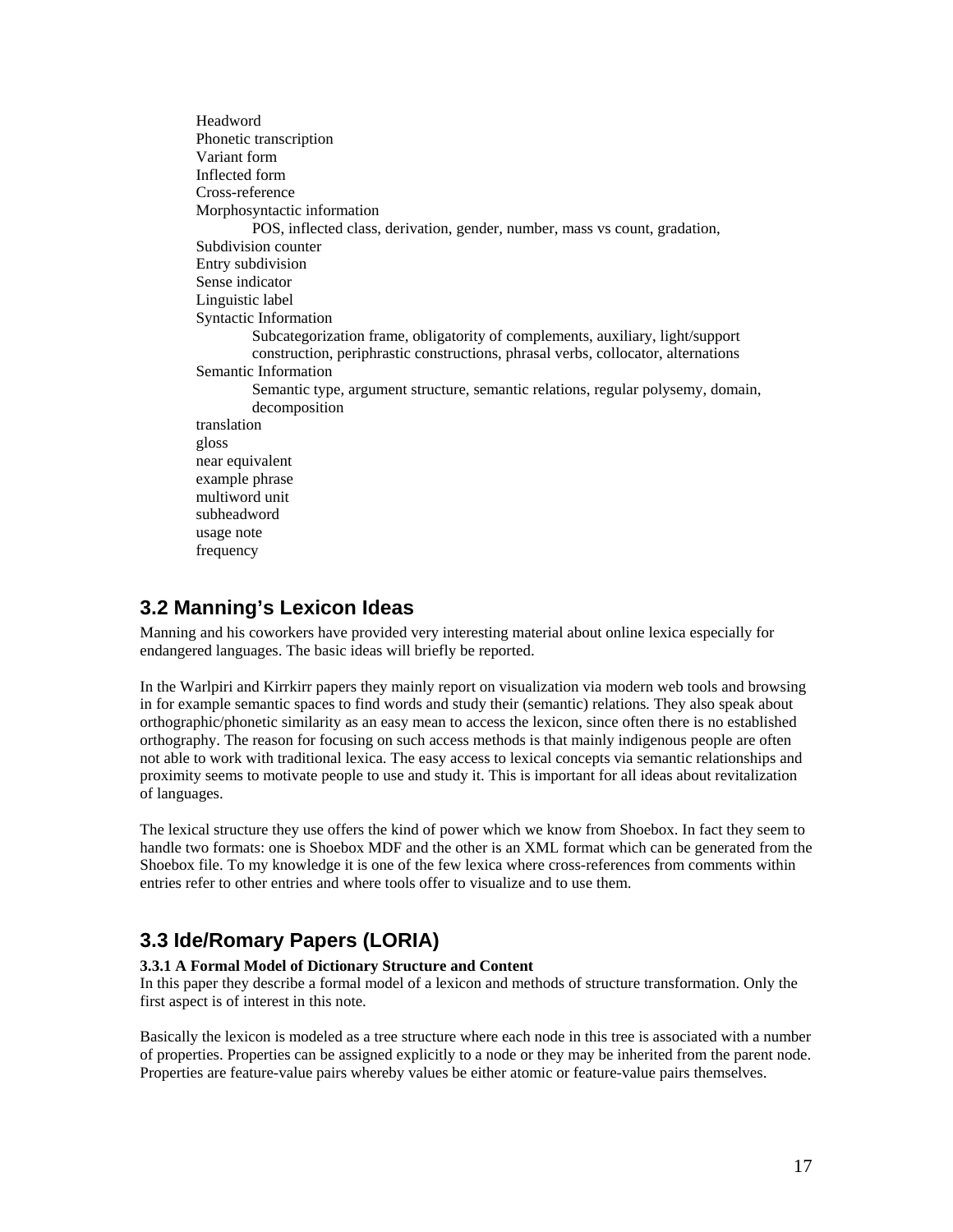Headword
Phonetic transcription
Variant form
Inflected form
Cross-reference
Morphosyntactic information
    POS, inflected class, derivation, gender, number, mass vs count, gradation,
Subdivision counter
Entry subdivision
Sense indicator
Linguistic label
Syntactic Information
    Subcategorization frame, obligatority of complements, auxiliary, light/support construction, periphrastic constructions, phrasal verbs, collocator, alternations
Semantic Information
    Semantic type, argument structure, semantic relations, regular polysemy, domain, decomposition
translation
gloss
near equivalent
example phrase
multiword unit
subheadword
usage note
frequency

## 3.2 Manning's Lexicon Ideas

Manning and his coworkers have provided very interesting material about online lexica especially for endangered languages. The basic ideas will briefly be reported.

In the Warlpiri and Kirrkirr papers they mainly report on visualization via modern web tools and browsing in for example semantic spaces to find words and study their (semantic) relations. They also speak about orthographic/phonetic similarity as an easy mean to access the lexicon, since often there is no established orthography. The reason for focusing on such access methods is that mainly indigenous people are often not able to work with traditional lexica. The easy access to lexical concepts via semantic relationships and proximity seems to motivate people to use and study it. This is important for all ideas about revitalization of languages.

The lexical structure they use offers the kind of power which we know from Shoebox. In fact they seem to handle two formats: one is Shoebox MDF and the other is an XML format which can be generated from the Shoebox file. To my knowledge it is one of the few lexica where cross-references from comments within entries refer to other entries and where tools offer to visualize and to use them.

## 3.3 Ide/Romary Papers (LORIA)

### 3.3.1 A Formal Model of Dictionary Structure and Content

In this paper they describe a formal model of a lexicon and methods of structure transformation. Only the first aspect is of interest in this note.

Basically the lexicon is modeled as a tree structure where each node in this tree is associated with a number of properties. Properties can be assigned explicitly to a node or they may be inherited from the parent node. Properties are feature-value pairs whereby values be either atomic or feature-value pairs themselves.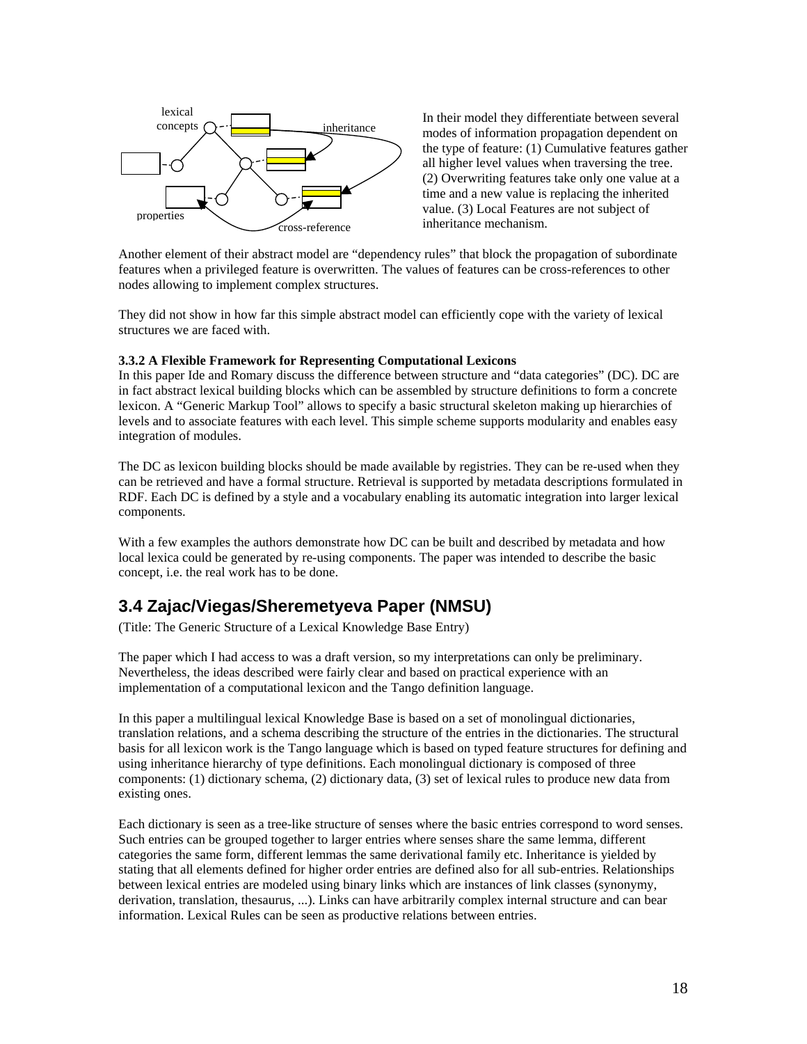In their model they differentiate between several modes of information propagation dependent on the type of feature: (1) Cumulative features gather all higher level values when traversing the tree. (2) Overwriting features take only one value at a time and a new value is replacing the inherited value. (3) Local Features are not subject of inheritance mechanism.

Another element of their abstract model are "dependency rules" that block the propagation of subordinate features when a privileged feature is overwritten. The values of features can be cross-references to other nodes allowing to implement complex structures.

They did not show in how far this simple abstract model can efficiently cope with the variety of lexical structures we are faced with.

**3.3.2 A Flexible Framework for Representing Computational Lexicons**

In this paper Ide and Romary discuss the difference between structure and "data categories" (DC). DC are in fact abstract lexical building blocks which can be assembled by structure definitions to form a concrete lexicon. A "Generic Markup Tool" allows to specify a basic structural skeleton making up hierarchies of levels and to associate features with each level. This simple scheme supports modularity and enables easy integration of modules.

The DC as lexicon building blocks should be made available by registries. They can be re-used when they can be retrieved and have a formal structure. Retrieval is supported by metadata descriptions formulated in RDF. Each DC is defined by a style and a vocabulary enabling its automatic integration into larger lexical components.

With a few examples the authors demonstrate how DC can be built and described by metadata and how local lexica could be generated by re-using components. The paper was intended to describe the basic concept, i.e. the real work has to be done.

## 3.4 Zajac/Viegas/Sheremetyeva Paper (NMSU)

(Title: The Generic Structure of a Lexical Knowledge Base Entry)

The paper which I had access to was a draft version, so my interpretations can only be preliminary. Nevertheless, the ideas described were fairly clear and based on practical experience with an implementation of a computational lexicon and the Tango definition language.

In this paper a multilingual lexical Knowledge Base is based on a set of monolingual dictionaries, translation relations, and a schema describing the structure of the entries in the dictionaries. The structural basis for all lexicon work is the Tango language which is based on typed feature structures for defining and using inheritance hierarchy of type definitions. Each monolingual dictionary is composed of three components: (1) dictionary schema, (2) dictionary data, (3) set of lexical rules to produce new data from existing ones.

Each dictionary is seen as a tree-like structure of senses where the basic entries correspond to word senses. Such entries can be grouped together to larger entries where senses share the same lemma, different categories the same form, different lemmas the same derivational family etc. Inheritance is yielded by stating that all elements defined for higher order entries are defined also for all sub-entries. Relationships between lexical entries are modeled using binary links which are instances of link classes (synonymy, derivation, translation, thesaurus, ...). Links can have arbitrarily complex internal structure and can bear information. Lexical Rules can be seen as productive relations between entries.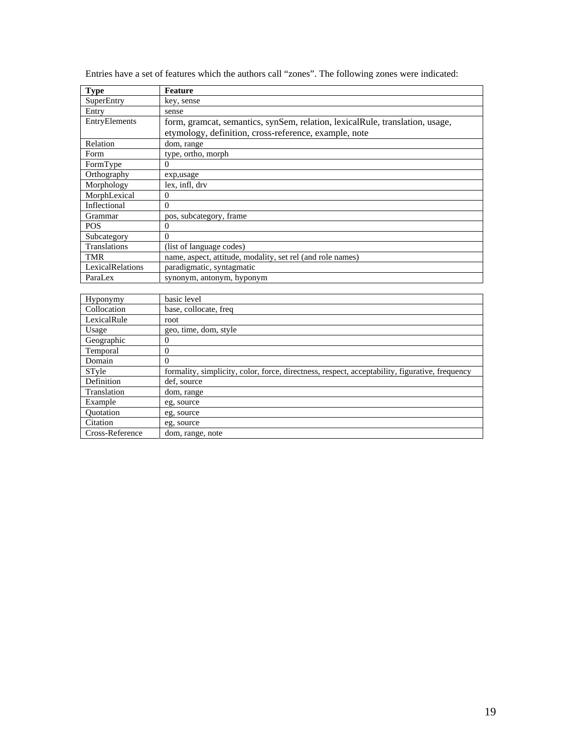Entries have a set of features which the authors call “zones”. The following zones were indicated:

| Type | Feature |
|---|---|
| SuperEntry | key, sense |
| Entry | sense |
| EntryElements | form, gramcat, semantics, synSem, relation, lexicalRule, translation, usage, etymology, definition, cross-reference, example, note |
| Relation | dom, range |
| Form | type, ortho, morph |
| FormType | 0 |
| Orthography | exp,usage |
| Morphology | lex, infl, drv |
| MorphLexical | 0 |
| Inflectional | 0 |
| Grammar | pos, subcategory, frame |
| POS | 0 |
| Subcategory | 0 |
| Translations | (list of language codes) |
| TMR | name, aspect, attitude, modality, set rel (and role names) |
| LexicalRelations | paradigmatic, syntagmatic |
| ParaLex | synonym, antonym, hyponym |
| Hyponymy | basic level |
| Collocation | base, collocate, freq |
| LexicalRule | root |
| Usage | geo, time, dom, style |
| Geographic | 0 |
| Temporal | 0 |
| Domain | 0 |
| STyle | formality, simplicity, color, force, directness, respect, acceptability, figurative, frequency |
| Definition | def, source |
| Translation | dom, range |
| Example | eg, source |
| Quotation | eg, source |
| Citation | eg, source |
| Cross-Reference | dom, range, note |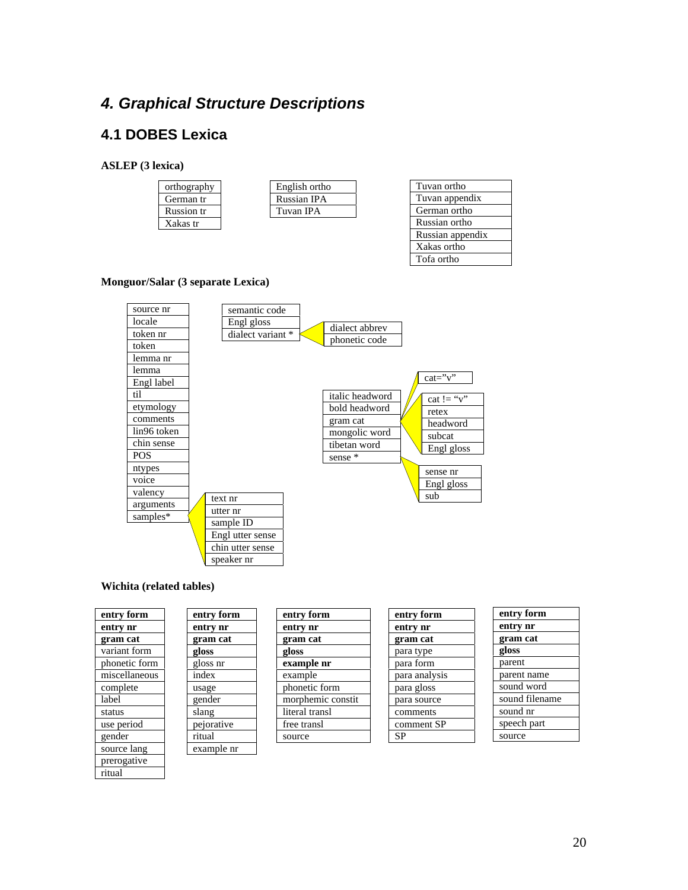## *4. Graphical Structure Descriptions*

### 4.1 DOBES Lexica

**ASLEP (3 lexica)**

| orthography |
|---|
| German tr |
| Russion tr |
| Xakas tr |

| English ortho |
|---|
| Russian IPA |
| Tuvan IPA |

| Tuvan ortho |
|---|
| Tuvan appendix |
| German ortho |
| Russian ortho |
| Russian appendix |
| Xakas ortho |
| Tofa ortho |

**Monguor/Salar (3 separate Lexica)**

| source nr |
|---|
| locale |
| token nr |
| token |
| lemma nr |
| lemma |
| Engl label |
| til |
| etymology |
| comments |
| lin96 token |
| chin sense |
| POS |
| ntypes |
| voice |
| valency |
| arguments |
| samples* |

samples*:

| text nr |
|---|
| utter nr |
| sample ID |
| Engl utter sense |
| chin utter sense |
| speaker nr |

| semantic code |
|---|
| Engl gloss |
| dialect variant * |

dialect variant *:

| dialect abbrev |
|---|
| phonetic code |

| italic headword |
|---|
| bold headword |
| gram cat |
| mongolic word |
| tibetan word |
| sense * |

gram cat:

| cat="v" |
|---|

| cat != "v" |
|---|
| retex |
| headword |
| subcat |
| Engl gloss |

sense *:

| sense nr |
|---|
| Engl gloss |
| sub |

**Wichita (related tables)**

| **entry form** |
|---|
| **entry nr** |
| **gram cat** |
| variant form |
| phonetic form |
| miscellaneous |
| complete |
| label |
| status |
| use period |
| gender |
| source lang |
| prerogative |
| ritual |

| **entry form** |
|---|
| **entry nr** |
| **gram cat** |
| **gloss** |
| gloss nr |
| index |
| usage |
| gender |
| slang |
| pejorative |
| ritual |
| example nr |

| **entry form** |
|---|
| **entry nr** |
| **gram cat** |
| **gloss** |
| **example nr** |
| example |
| phonetic form |
| morphemic constit |
| literal transl |
| free transl |
| source |

| **entry form** |
|---|
| **entry nr** |
| **gram cat** |
| para type |
| para form |
| para analysis |
| para gloss |
| para source |
| comments |
| comment SP |
| SP |

| **entry form** |
|---|
| **entry nr** |
| **gram cat** |
| **gloss** |
| parent |
| parent name |
| sound word |
| sound filename |
| sound nr |
| speech part |
| source |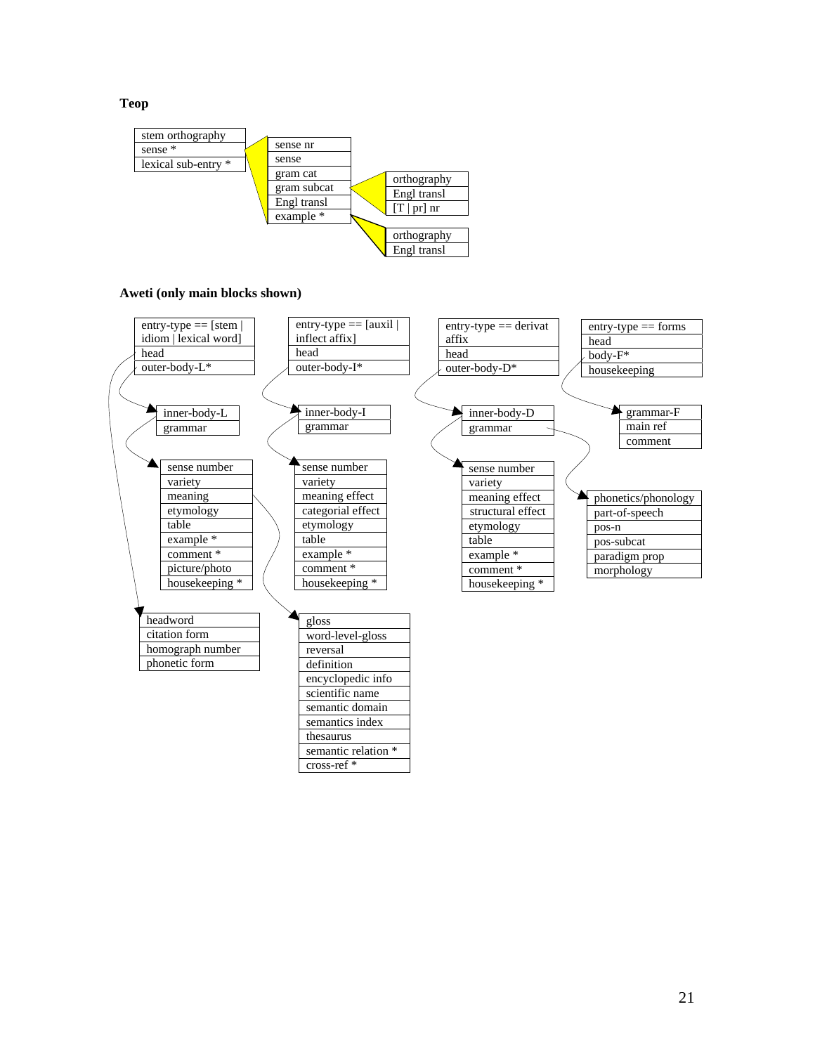**Teop**

| stem orthography |
|---|
| sense * |
| lexical sub-entry * |

| sense nr |
|---|
| sense |
| gram cat |
| gram subcat |
| Engl transl |
| example * |

| orthography |
|---|
| Engl transl |
| [T \| pr] nr |

| orthography |
|---|
| Engl transl |

**Aweti (only main blocks shown)**

| entry-type == [stem \| idiom \| lexical word] |
|---|
| head |
| outer-body-L* |

| entry-type == [auxil \| inflect affix] |
|---|
| head |
| outer-body-I* |

| entry-type == derivat affix |
|---|
| head |
| outer-body-D* |

| entry-type == forms |
|---|
| head |
| body-F* |
| housekeeping |

| inner-body-L |
|---|
| grammar |

| inner-body-I |
|---|
| grammar |

| inner-body-D |
|---|
| grammar |

| grammar-F |
|---|
| main ref |
| comment |

| sense number |
|---|
| variety |
| meaning |
| etymology |
| table |
| example * |
| comment * |
| picture/photo |
| housekeeping * |

| sense number |
|---|
| variety |
| meaning effect |
| categorial effect |
| etymology |
| table |
| example * |
| comment * |
| housekeeping * |

| sense number |
|---|
| variety |
| meaning effect |
| structural effect |
| etymology |
| table |
| example * |
| comment * |
| housekeeping * |

| phonetics/phonology |
|---|
| part-of-speech |
| pos-n |
| pos-subcat |
| paradigm prop |
| morphology |

| headword |
|---|
| citation form |
| homograph number |
| phonetic form |

| gloss |
|---|
| word-level-gloss |
| reversal |
| definition |
| encyclopedic info |
| scientific name |
| semantic domain |
| semantics index |
| thesaurus |
| semantic relation * |
| cross-ref * |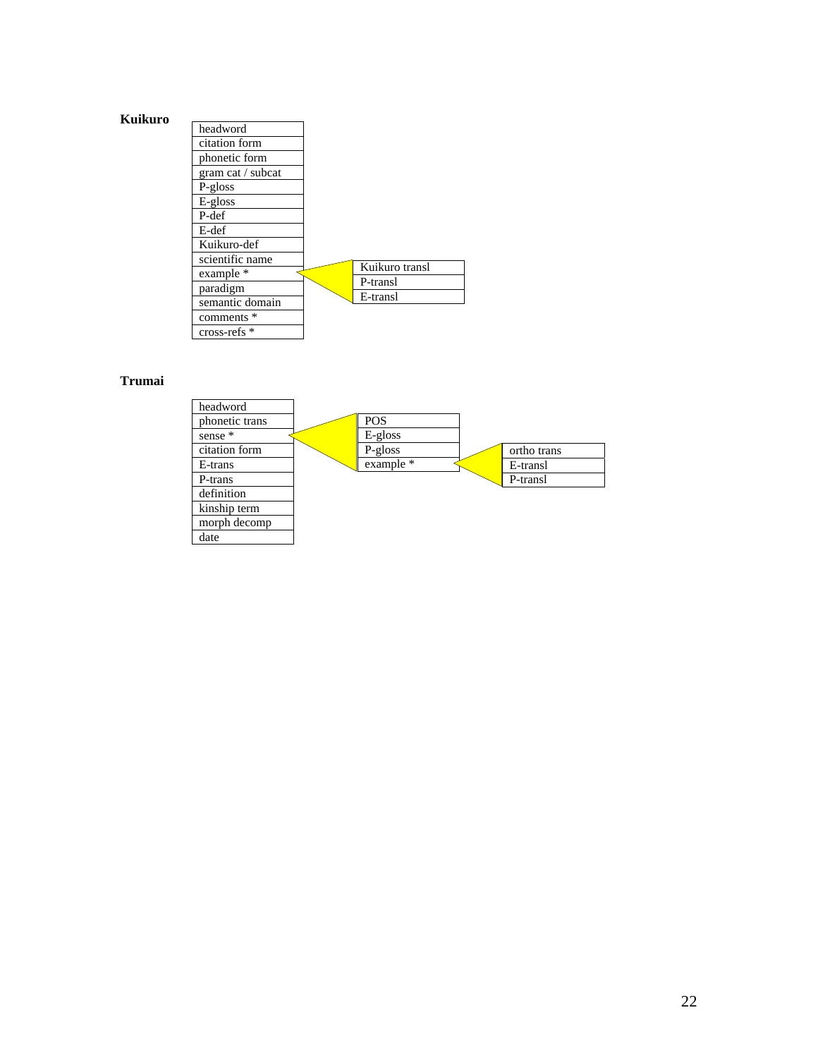**Kuikuro**

| |
|---|
| headword |
| citation form |
| phonetic form |
| gram cat / subcat |
| P-gloss |
| E-gloss |
| P-def |
| E-def |
| Kuikuro-def |
| scientific name |
| example * |
| paradigm |
| semantic domain |
| comments * |
| cross-refs * |

example * →

| |
|---|
| Kuikuro transl |
| P-transl |
| E-transl |

**Trumai**

| |
|---|
| headword |
| phonetic trans |
| sense * |
| citation form |
| E-trans |
| P-trans |
| definition |
| kinship term |
| morph decomp |
| date |

sense * →

| |
|---|
| POS |
| E-gloss |
| P-gloss |
| example * |

example * →

| |
|---|
| ortho trans |
| E-transl |
| P-transl |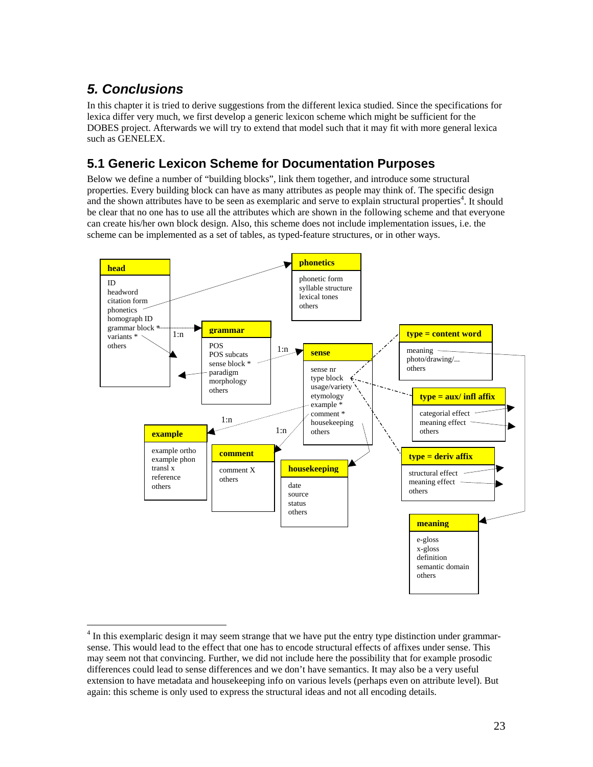# 5. Conclusions

In this chapter it is tried to derive suggestions from the different lexica studied. Since the specifications for lexica differ very much, we first develop a generic lexicon scheme which might be sufficient for the DOBES project. Afterwards we will try to extend that model such that it may fit with more general lexica such as GENELEX.

## 5.1 Generic Lexicon Scheme for Documentation Purposes

Below we define a number of "building blocks", link them together, and introduce some structural properties. Every building block can have as many attributes as people may think of. The specific design and the shown attributes have to be seen as exemplaric and serve to explain structural properties[4]. It should be clear that no one has to use all the attributes which are shown in the following scheme and that everyone can create his/her own block design. Also, this scheme does not include implementation issues, i.e. the scheme can be implemented as a set of tables, as typed-feature structures, or in other ways.

**head**
- ID
- headword
- citation form
- phonetics
- homograph ID
- grammar block * (1:n → grammar)
- variants *
- others

**phonetics**
- phonetic form
- syllable structure
- lexical tones
- others

**grammar**
- POS
- POS subcats
- sense block * (1:n → sense)
- paradigm
- morphology
- others

**sense**
- sense nr
- type block
- usage/variety
- etymology
- example * (1:n → example)
- comment * (1:n → comment)
- housekeeping
- others

**type = content word**
- meaning
- photo/drawing/...
- others

**type = aux/ infl affix**
- categorial effect
- meaning effect
- others

**type = deriv affix**
- structural effect
- meaning effect
- others

**example**
- example ortho
- example phon
- transl x
- reference
- others

**comment**
- comment X
- others

**housekeeping**
- date
- source
- status
- others

**meaning**
- e-gloss
- x-gloss
- definition
- semantic domain
- others

---

[4] In this exemplaric design it may seem strange that we have put the entry type distinction under grammar-sense. This would lead to the effect that one has to encode structural effects of affixes under sense. This may seem not that convincing. Further, we did not include here the possibility that for example prosodic differences could lead to sense differences and we don't have semantics. It may also be a very useful extension to have metadata and housekeeping info on various levels (perhaps even on attribute level). But again: this scheme is only used to express the structural ideas and not all encoding details.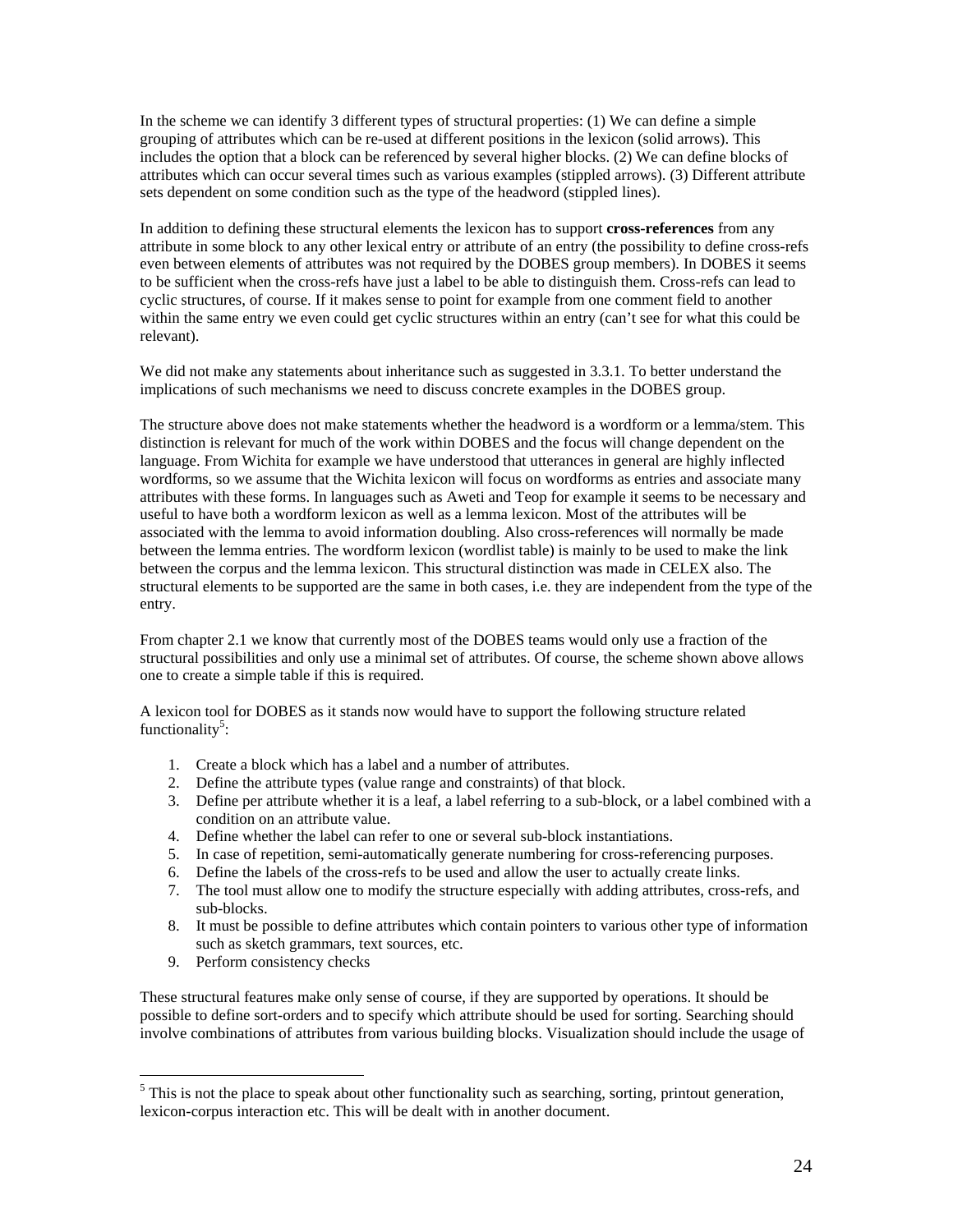In the scheme we can identify 3 different types of structural properties: (1) We can define a simple grouping of attributes which can be re-used at different positions in the lexicon (solid arrows). This includes the option that a block can be referenced by several higher blocks. (2) We can define blocks of attributes which can occur several times such as various examples (stippled arrows). (3) Different attribute sets dependent on some condition such as the type of the headword (stippled lines).

In addition to defining these structural elements the lexicon has to support **cross-references** from any attribute in some block to any other lexical entry or attribute of an entry (the possibility to define cross-refs even between elements of attributes was not required by the DOBES group members). In DOBES it seems to be sufficient when the cross-refs have just a label to be able to distinguish them. Cross-refs can lead to cyclic structures, of course. If it makes sense to point for example from one comment field to another within the same entry we even could get cyclic structures within an entry (can't see for what this could be relevant).

We did not make any statements about inheritance such as suggested in 3.3.1. To better understand the implications of such mechanisms we need to discuss concrete examples in the DOBES group.

The structure above does not make statements whether the headword is a wordform or a lemma/stem. This distinction is relevant for much of the work within DOBES and the focus will change dependent on the language. From Wichita for example we have understood that utterances in general are highly inflected wordforms, so we assume that the Wichita lexicon will focus on wordforms as entries and associate many attributes with these forms. In languages such as Aweti and Teop for example it seems to be necessary and useful to have both a wordform lexicon as well as a lemma lexicon. Most of the attributes will be associated with the lemma to avoid information doubling. Also cross-references will normally be made between the lemma entries. The wordform lexicon (wordlist table) is mainly to be used to make the link between the corpus and the lemma lexicon. This structural distinction was made in CELEX also. The structural elements to be supported are the same in both cases, i.e. they are independent from the type of the entry.

From chapter 2.1 we know that currently most of the DOBES teams would only use a fraction of the structural possibilities and only use a minimal set of attributes. Of course, the scheme shown above allows one to create a simple table if this is required.

A lexicon tool for DOBES as it stands now would have to support the following structure related functionality[5]:

1. Create a block which has a label and a number of attributes.
2. Define the attribute types (value range and constraints) of that block.
3. Define per attribute whether it is a leaf, a label referring to a sub-block, or a label combined with a condition on an attribute value.
4. Define whether the label can refer to one or several sub-block instantiations.
5. In case of repetition, semi-automatically generate numbering for cross-referencing purposes.
6. Define the labels of the cross-refs to be used and allow the user to actually create links.
7. The tool must allow one to modify the structure especially with adding attributes, cross-refs, and sub-blocks.
8. It must be possible to define attributes which contain pointers to various other type of information such as sketch grammars, text sources, etc.
9. Perform consistency checks

These structural features make only sense of course, if they are supported by operations. It should be possible to define sort-orders and to specify which attribute should be used for sorting. Searching should involve combinations of attributes from various building blocks. Visualization should include the usage of

[5] This is not the place to speak about other functionality such as searching, sorting, printout generation, lexicon-corpus interaction etc. This will be dealt with in another document.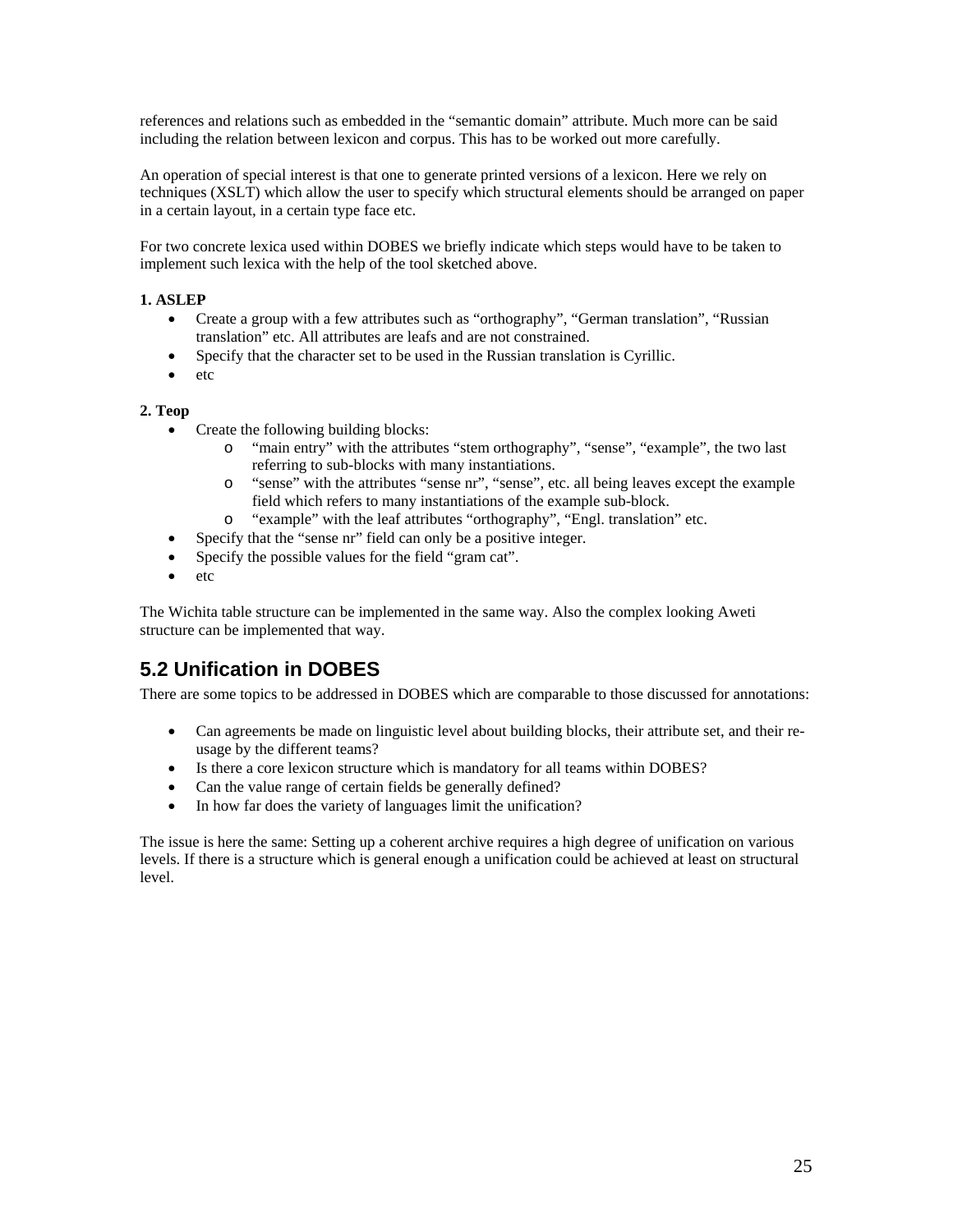references and relations such as embedded in the "semantic domain" attribute. Much more can be said including the relation between lexicon and corpus. This has to be worked out more carefully.

An operation of special interest is that one to generate printed versions of a lexicon. Here we rely on techniques (XSLT) which allow the user to specify which structural elements should be arranged on paper in a certain layout, in a certain type face etc.

For two concrete lexica used within DOBES we briefly indicate which steps would have to be taken to implement such lexica with the help of the tool sketched above.

**1. ASLEP**

- Create a group with a few attributes such as "orthography", "German translation", "Russian translation" etc. All attributes are leafs and are not constrained.
- Specify that the character set to be used in the Russian translation is Cyrillic.
- etc

**2. Teop**

- Create the following building blocks:
  - "main entry" with the attributes "stem orthography", "sense", "example", the two last referring to sub-blocks with many instantiations.
  - "sense" with the attributes "sense nr", "sense", etc. all being leaves except the example field which refers to many instantiations of the example sub-block.
  - "example" with the leaf attributes "orthography", "Engl. translation" etc.
- Specify that the "sense nr" field can only be a positive integer.
- Specify the possible values for the field "gram cat".
- etc

The Wichita table structure can be implemented in the same way. Also the complex looking Aweti structure can be implemented that way.

## 5.2 Unification in DOBES

There are some topics to be addressed in DOBES which are comparable to those discussed for annotations:

- Can agreements be made on linguistic level about building blocks, their attribute set, and their re-usage by the different teams?
- Is there a core lexicon structure which is mandatory for all teams within DOBES?
- Can the value range of certain fields be generally defined?
- In how far does the variety of languages limit the unification?

The issue is here the same: Setting up a coherent archive requires a high degree of unification on various levels. If there is a structure which is general enough a unification could be achieved at least on structural level.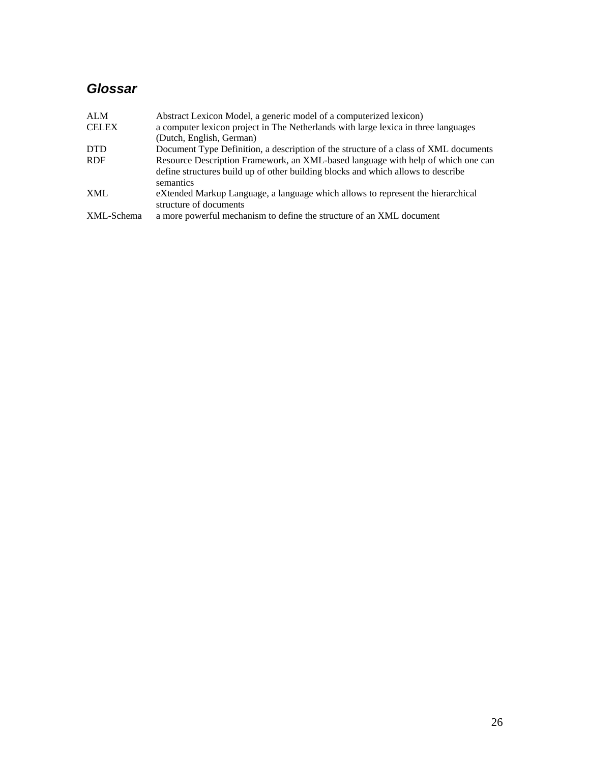## *Glossar*

| | |
|---|---|
| ALM | Abstract Lexicon Model, a generic model of a computerized lexicon) |
| CELEX | a computer lexicon project in The Netherlands with large lexica in three languages (Dutch, English, German) |
| DTD | Document Type Definition, a description of the structure of a class of XML documents |
| RDF | Resource Description Framework, an XML-based language with help of which one can define structures build up of other building blocks and which allows to describe semantics |
| XML | eXtended Markup Language, a language which allows to represent the hierarchical structure of documents |
| XML-Schema | a more powerful mechanism to define the structure of an XML document |